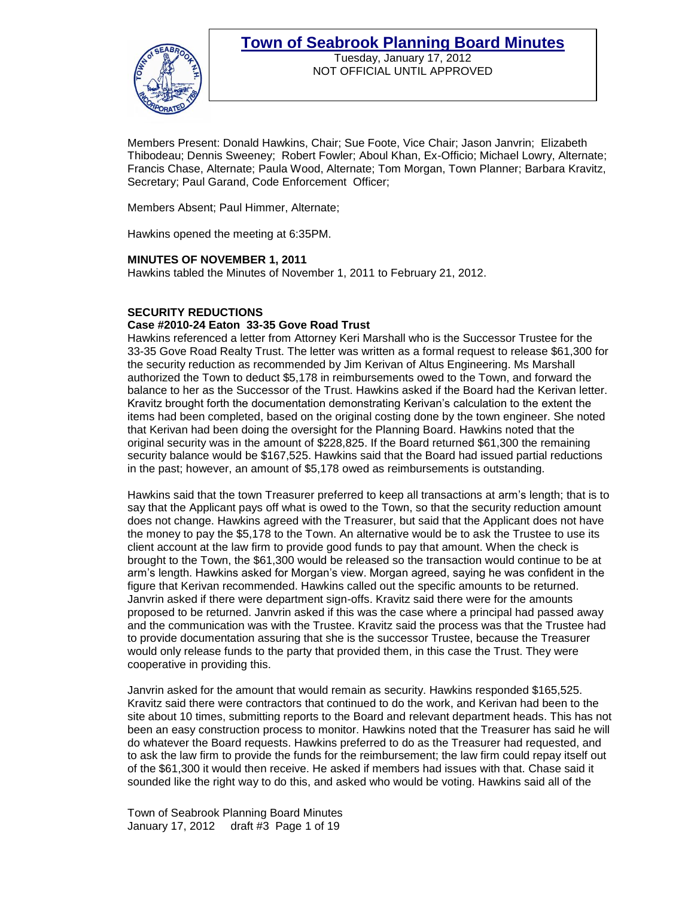# Town of Seabrook Planning Board Minutes

Tuesday, January 17, 2012
NOT OFFICIAL UNTIL APPROVED

Members Present: Donald Hawkins, Chair; Sue Foote, Vice Chair; Jason Janvrin; Elizabeth Thibodeau; Dennis Sweeney; Robert Fowler; Aboul Khan, Ex-Officio; Michael Lowry, Alternate; Francis Chase, Alternate; Paula Wood, Alternate; Tom Morgan, Town Planner; Barbara Kravitz, Secretary; Paul Garand, Code Enforcement Officer;

Members Absent; Paul Himmer, Alternate;

Hawkins opened the meeting at 6:35PM.

**MINUTES OF NOVEMBER 1, 2011**

Hawkins tabled the Minutes of November 1, 2011 to February 21, 2012.

**SECURITY REDUCTIONS**

**Case #2010-24 Eaton 33-35 Gove Road Trust**

Hawkins referenced a letter from Attorney Keri Marshall who is the Successor Trustee for the 33-35 Gove Road Realty Trust. The letter was written as a formal request to release $61,300 for the security reduction as recommended by Jim Kerivan of Altus Engineering. Ms Marshall authorized the Town to deduct $5,178 in reimbursements owed to the Town, and forward the balance to her as the Successor of the Trust. Hawkins asked if the Board had the Kerivan letter. Kravitz brought forth the documentation demonstrating Kerivan's calculation to the extent the items had been completed, based on the original costing done by the town engineer. She noted that Kerivan had been doing the oversight for the Planning Board. Hawkins noted that the original security was in the amount of $228,825. If the Board returned $61,300 the remaining security balance would be $167,525. Hawkins said that the Board had issued partial reductions in the past; however, an amount of $5,178 owed as reimbursements is outstanding.

Hawkins said that the town Treasurer preferred to keep all transactions at arm's length; that is to say that the Applicant pays off what is owed to the Town, so that the security reduction amount does not change. Hawkins agreed with the Treasurer, but said that the Applicant does not have the money to pay the $5,178 to the Town. An alternative would be to ask the Trustee to use its client account at the law firm to provide good funds to pay that amount. When the check is brought to the Town, the $61,300 would be released so the transaction would continue to be at arm's length. Hawkins asked for Morgan's view. Morgan agreed, saying he was confident in the figure that Kerivan recommended. Hawkins called out the specific amounts to be returned. Janvrin asked if there were department sign-offs. Kravitz said there were for the amounts proposed to be returned. Janvrin asked if this was the case where a principal had passed away and the communication was with the Trustee. Kravitz said the process was that the Trustee had to provide documentation assuring that she is the successor Trustee, because the Treasurer would only release funds to the party that provided them, in this case the Trust. They were cooperative in providing this.

Janvrin asked for the amount that would remain as security. Hawkins responded $165,525. Kravitz said there were contractors that continued to do the work, and Kerivan had been to the site about 10 times, submitting reports to the Board and relevant department heads. This has not been an easy construction process to monitor. Hawkins noted that the Treasurer has said he will do whatever the Board requests. Hawkins preferred to do as the Treasurer had requested, and to ask the law firm to provide the funds for the reimbursement; the law firm could repay itself out of the $61,300 it would then receive. He asked if members had issues with that. Chase said it sounded like the right way to do this, and asked who would be voting. Hawkins said all of the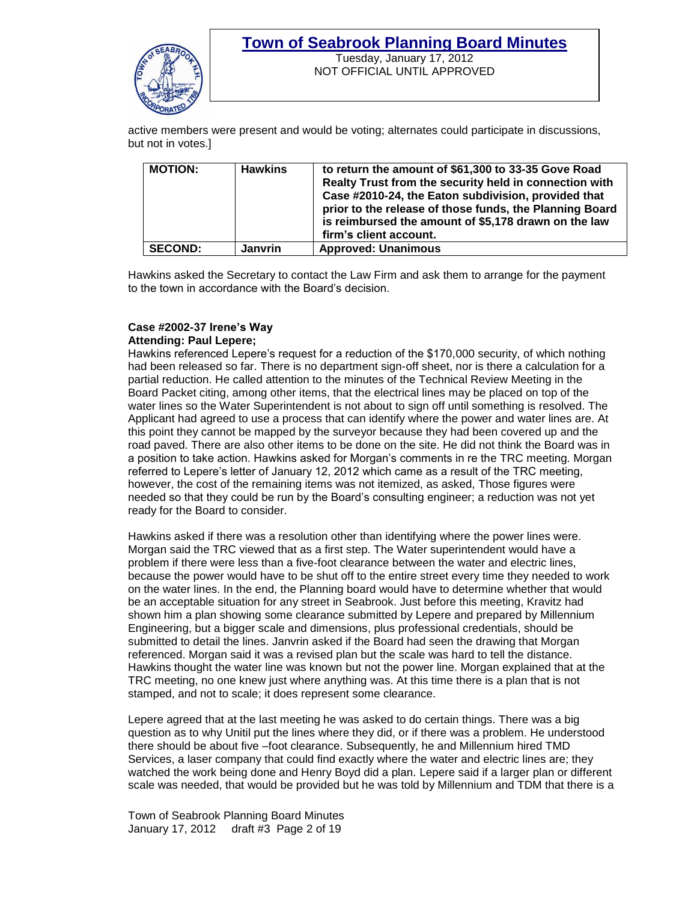active members were present and would be voting; alternates could participate in discussions, but not in votes.]

| MOTION: | Hawkins | to return the amount of $61,300 to 33-35 Gove Road Realty Trust from the security held in connection with Case #2010-24, the Eaton subdivision, provided that prior to the release of those funds, the Planning Board is reimbursed the amount of $5,178 drawn on the law firm's client account. |
|---|---|---|
| SECOND: | Janvrin | Approved: Unanimous |

Hawkins asked the Secretary to contact the Law Firm and ask them to arrange for the payment to the town in accordance with the Board's decision.

**Case #2002-37 Irene's Way**
**Attending: Paul Lepere;**

Hawkins referenced Lepere's request for a reduction of the $170,000 security, of which nothing had been released so far. There is no department sign-off sheet, nor is there a calculation for a partial reduction. He called attention to the minutes of the Technical Review Meeting in the Board Packet citing, among other items, that the electrical lines may be placed on top of the water lines so the Water Superintendent is not about to sign off until something is resolved. The Applicant had agreed to use a process that can identify where the power and water lines are. At this point they cannot be mapped by the surveyor because they had been covered up and the road paved. There are also other items to be done on the site. He did not think the Board was in a position to take action. Hawkins asked for Morgan's comments in re the TRC meeting. Morgan referred to Lepere's letter of January 12, 2012 which came as a result of the TRC meeting, however, the cost of the remaining items was not itemized, as asked, Those figures were needed so that they could be run by the Board's consulting engineer; a reduction was not yet ready for the Board to consider.

Hawkins asked if there was a resolution other than identifying where the power lines were. Morgan said the TRC viewed that as a first step. The Water superintendent would have a problem if there were less than a five-foot clearance between the water and electric lines, because the power would have to be shut off to the entire street every time they needed to work on the water lines. In the end, the Planning board would have to determine whether that would be an acceptable situation for any street in Seabrook. Just before this meeting, Kravitz had shown him a plan showing some clearance submitted by Lepere and prepared by Millennium Engineering, but a bigger scale and dimensions, plus professional credentials, should be submitted to detail the lines. Janvrin asked if the Board had seen the drawing that Morgan referenced. Morgan said it was a revised plan but the scale was hard to tell the distance. Hawkins thought the water line was known but not the power line. Morgan explained that at the TRC meeting, no one knew just where anything was. At this time there is a plan that is not stamped, and not to scale; it does represent some clearance.

Lepere agreed that at the last meeting he was asked to do certain things. There was a big question as to why Unitil put the lines where they did, or if there was a problem. He understood there should be about five –foot clearance. Subsequently, he and Millennium hired TMD Services, a laser company that could find exactly where the water and electric lines are; they watched the work being done and Henry Boyd did a plan. Lepere said if a larger plan or different scale was needed, that would be provided but he was told by Millennium and TDM that there is a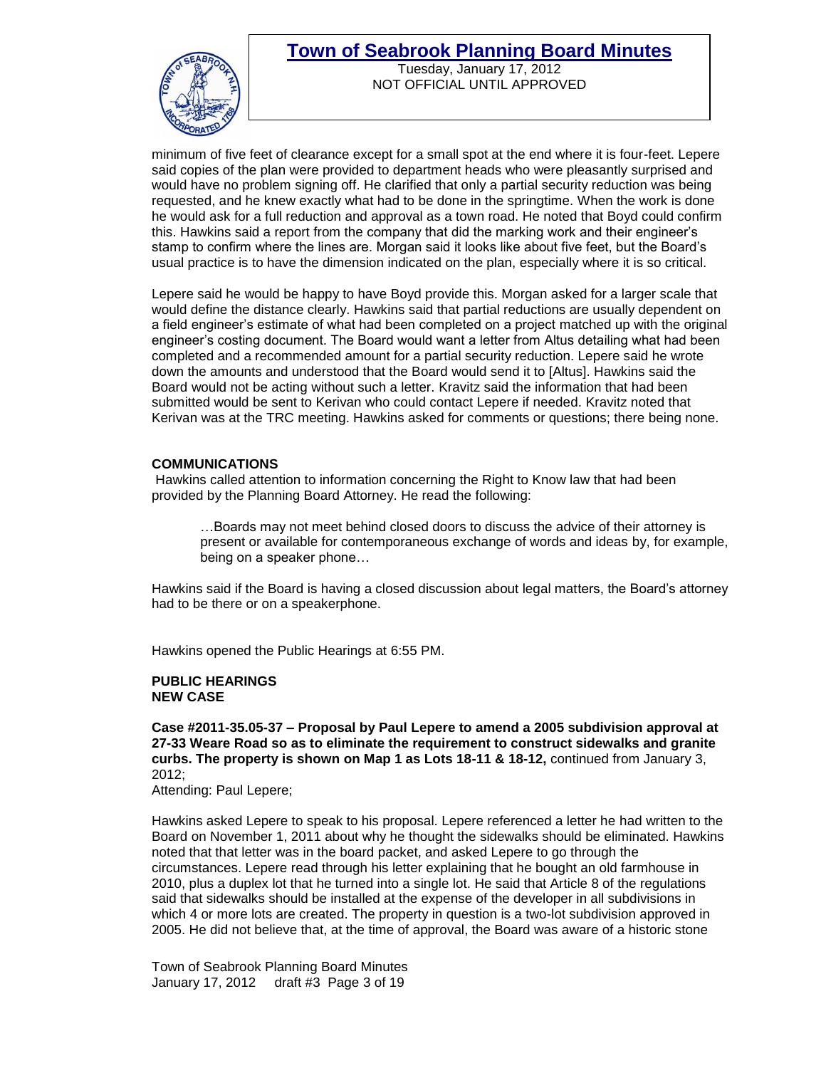minimum of five feet of clearance except for a small spot at the end where it is four-feet. Lepere said copies of the plan were provided to department heads who were pleasantly surprised and would have no problem signing off. He clarified that only a partial security reduction was being requested, and he knew exactly what had to be done in the springtime. When the work is done he would ask for a full reduction and approval as a town road. He noted that Boyd could confirm this. Hawkins said a report from the company that did the marking work and their engineer's stamp to confirm where the lines are. Morgan said it looks like about five feet, but the Board's usual practice is to have the dimension indicated on the plan, especially where it is so critical.

Lepere said he would be happy to have Boyd provide this. Morgan asked for a larger scale that would define the distance clearly. Hawkins said that partial reductions are usually dependent on a field engineer's estimate of what had been completed on a project matched up with the original engineer's costing document. The Board would want a letter from Altus detailing what had been completed and a recommended amount for a partial security reduction. Lepere said he wrote down the amounts and understood that the Board would send it to [Altus]. Hawkins said the Board would not be acting without such a letter. Kravitz said the information that had been submitted would be sent to Kerivan who could contact Lepere if needed. Kravitz noted that Kerivan was at the TRC meeting. Hawkins asked for comments or questions; there being none.

**COMMUNICATIONS**

Hawkins called attention to information concerning the Right to Know law that had been provided by the Planning Board Attorney. He read the following:

> …Boards may not meet behind closed doors to discuss the advice of their attorney is present or available for contemporaneous exchange of words and ideas by, for example, being on a speaker phone…

Hawkins said if the Board is having a closed discussion about legal matters, the Board's attorney had to be there or on a speakerphone.

Hawkins opened the Public Hearings at 6:55 PM.

**PUBLIC HEARINGS**
**NEW CASE**

**Case #2011-35.05-37 – Proposal by Paul Lepere to amend a 2005 subdivision approval at 27-33 Weare Road so as to eliminate the requirement to construct sidewalks and granite curbs. The property is shown on Map 1 as Lots 18-11 & 18-12,** continued from January 3, 2012;
Attending: Paul Lepere;

Hawkins asked Lepere to speak to his proposal. Lepere referenced a letter he had written to the Board on November 1, 2011 about why he thought the sidewalks should be eliminated. Hawkins noted that that letter was in the board packet, and asked Lepere to go through the circumstances. Lepere read through his letter explaining that he bought an old farmhouse in 2010, plus a duplex lot that he turned into a single lot. He said that Article 8 of the regulations said that sidewalks should be installed at the expense of the developer in all subdivisions in which 4 or more lots are created. The property in question is a two-lot subdivision approved in 2005. He did not believe that, at the time of approval, the Board was aware of a historic stone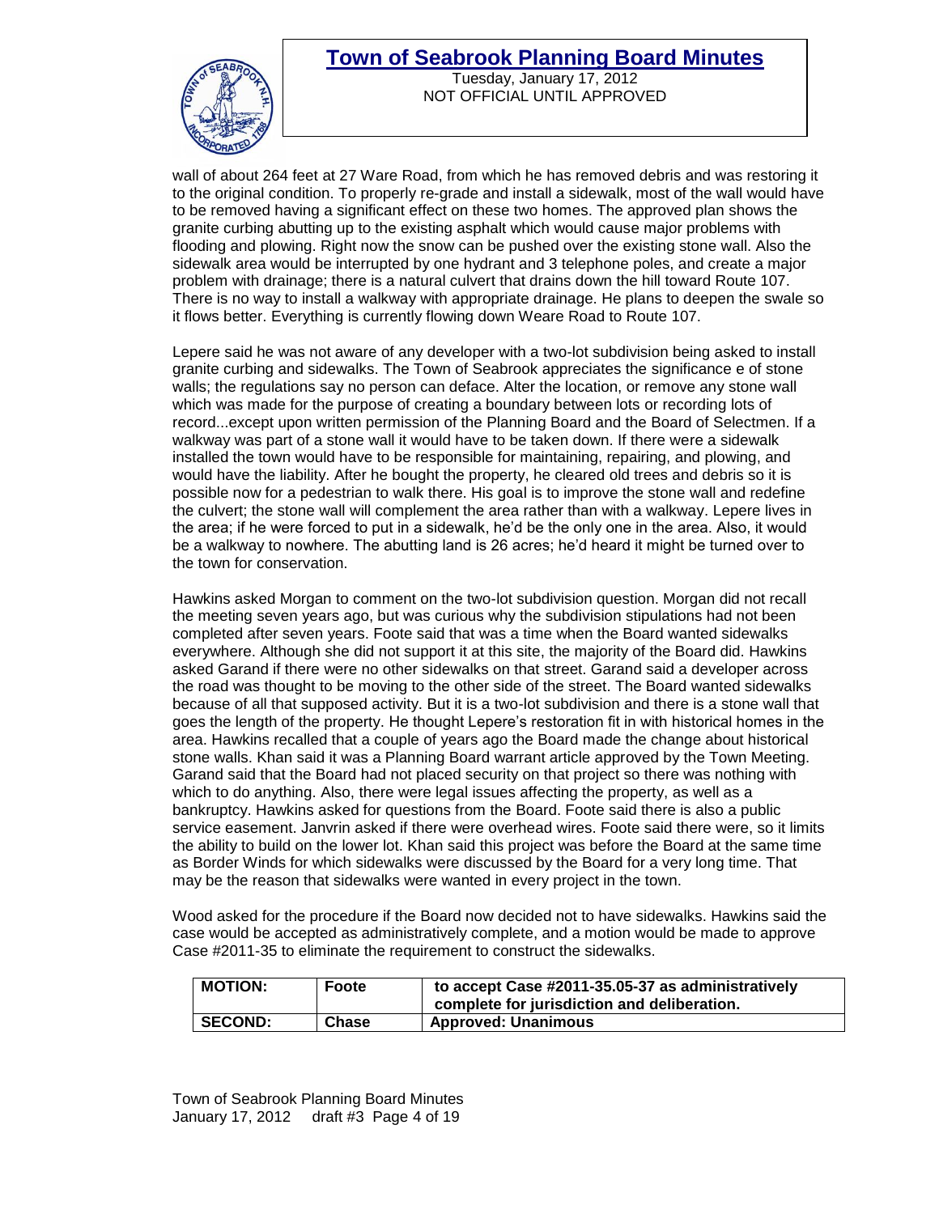wall of about 264 feet at 27 Ware Road, from which he has removed debris and was restoring it to the original condition. To properly re-grade and install a sidewalk, most of the wall would have to be removed having a significant effect on these two homes. The approved plan shows the granite curbing abutting up to the existing asphalt which would cause major problems with flooding and plowing. Right now the snow can be pushed over the existing stone wall. Also the sidewalk area would be interrupted by one hydrant and 3 telephone poles, and create a major problem with drainage; there is a natural culvert that drains down the hill toward Route 107. There is no way to install a walkway with appropriate drainage. He plans to deepen the swale so it flows better. Everything is currently flowing down Weare Road to Route 107.

Lepere said he was not aware of any developer with a two-lot subdivision being asked to install granite curbing and sidewalks. The Town of Seabrook appreciates the significance e of stone walls; the regulations say no person can deface. Alter the location, or remove any stone wall which was made for the purpose of creating a boundary between lots or recording lots of record...except upon written permission of the Planning Board and the Board of Selectmen. If a walkway was part of a stone wall it would have to be taken down. If there were a sidewalk installed the town would have to be responsible for maintaining, repairing, and plowing, and would have the liability. After he bought the property, he cleared old trees and debris so it is possible now for a pedestrian to walk there. His goal is to improve the stone wall and redefine the culvert; the stone wall will complement the area rather than with a walkway. Lepere lives in the area; if he were forced to put in a sidewalk, he'd be the only one in the area. Also, it would be a walkway to nowhere. The abutting land is 26 acres; he'd heard it might be turned over to the town for conservation.

Hawkins asked Morgan to comment on the two-lot subdivision question. Morgan did not recall the meeting seven years ago, but was curious why the subdivision stipulations had not been completed after seven years. Foote said that was a time when the Board wanted sidewalks everywhere. Although she did not support it at this site, the majority of the Board did. Hawkins asked Garand if there were no other sidewalks on that street. Garand said a developer across the road was thought to be moving to the other side of the street. The Board wanted sidewalks because of all that supposed activity. But it is a two-lot subdivision and there is a stone wall that goes the length of the property. He thought Lepere's restoration fit in with historical homes in the area. Hawkins recalled that a couple of years ago the Board made the change about historical stone walls. Khan said it was a Planning Board warrant article approved by the Town Meeting. Garand said that the Board had not placed security on that project so there was nothing with which to do anything. Also, there were legal issues affecting the property, as well as a bankruptcy. Hawkins asked for questions from the Board. Foote said there is also a public service easement. Janvrin asked if there were overhead wires. Foote said there were, so it limits the ability to build on the lower lot. Khan said this project was before the Board at the same time as Border Winds for which sidewalks were discussed by the Board for a very long time. That may be the reason that sidewalks were wanted in every project in the town.

Wood asked for the procedure if the Board now decided not to have sidewalks. Hawkins said the case would be accepted as administratively complete, and a motion would be made to approve Case #2011-35 to eliminate the requirement to construct the sidewalks.

| MOTION: | Foote | to accept Case #2011-35.05-37 as administratively complete for jurisdiction and deliberation. |
|---|---|---|
| SECOND: | Chase | Approved: Unanimous |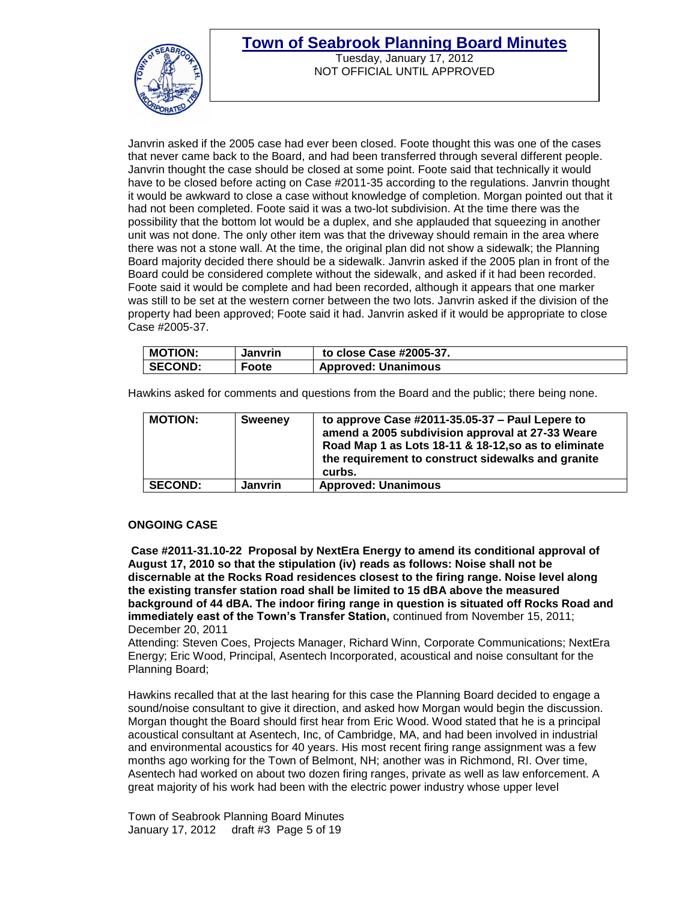Janvrin asked if the 2005 case had ever been closed. Foote thought this was one of the cases that never came back to the Board, and had been transferred through several different people. Janvrin thought the case should be closed at some point. Foote said that technically it would have to be closed before acting on Case #2011-35 according to the regulations. Janvrin thought it would be awkward to close a case without knowledge of completion. Morgan pointed out that it had not been completed. Foote said it was a two-lot subdivision. At the time there was the possibility that the bottom lot would be a duplex, and she applauded that squeezing in another unit was not done. The only other item was that the driveway should remain in the area where there was not a stone wall. At the time, the original plan did not show a sidewalk; the Planning Board majority decided there should be a sidewalk. Janvrin asked if the 2005 plan in front of the Board could be considered complete without the sidewalk, and asked if it had been recorded. Foote said it would be complete and had been recorded, although it appears that one marker was still to be set at the western corner between the two lots. Janvrin asked if the division of the property had been approved; Foote said it had. Janvrin asked if it would be appropriate to close Case #2005-37.

| **MOTION:** | **Janvrin** | **to close Case #2005-37.** |
|---|---|---|
| **SECOND:** | **Foote** | **Approved: Unanimous** |

Hawkins asked for comments and questions from the Board and the public; there being none.

| **MOTION:** | **Sweeney** | **to approve Case #2011-35.05-37 – Paul Lepere to amend a 2005 subdivision approval at 27-33 Weare Road Map 1 as Lots 18-11 & 18-12,so as to eliminate the requirement to construct sidewalks and granite curbs.** |
|---|---|---|
| **SECOND:** | **Janvrin** | **Approved: Unanimous** |

**ONGOING CASE**

**Case #2011-31.10-22 Proposal by NextEra Energy to amend its conditional approval of August 17, 2010 so that the stipulation (iv) reads as follows: Noise shall not be discernable at the Rocks Road residences closest to the firing range. Noise level along the existing transfer station road shall be limited to 15 dBA above the measured background of 44 dBA. The indoor firing range in question is situated off Rocks Road and immediately east of the Town's Transfer Station,** continued from November 15, 2011; December 20, 2011

Attending: Steven Coes, Projects Manager, Richard Winn, Corporate Communications; NextEra Energy; Eric Wood, Principal, Asentech Incorporated, acoustical and noise consultant for the Planning Board;

Hawkins recalled that at the last hearing for this case the Planning Board decided to engage a sound/noise consultant to give it direction, and asked how Morgan would begin the discussion. Morgan thought the Board should first hear from Eric Wood. Wood stated that he is a principal acoustical consultant at Asentech, Inc, of Cambridge, MA, and had been involved in industrial and environmental acoustics for 40 years. His most recent firing range assignment was a few months ago working for the Town of Belmont, NH; another was in Richmond, RI. Over time, Asentech had worked on about two dozen firing ranges, private as well as law enforcement. A great majority of his work had been with the electric power industry whose upper level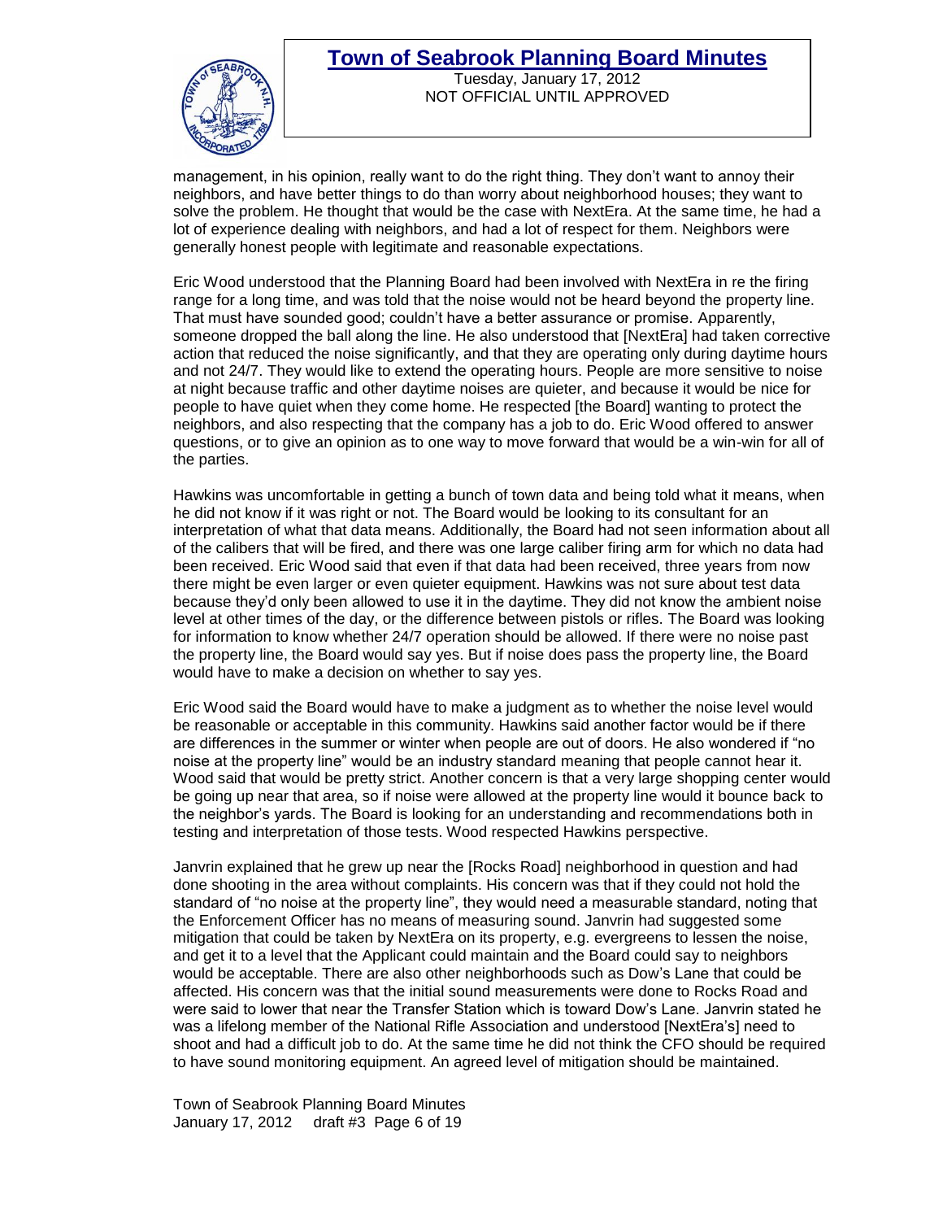management, in his opinion, really want to do the right thing. They don't want to annoy their neighbors, and have better things to do than worry about neighborhood houses; they want to solve the problem. He thought that would be the case with NextEra. At the same time, he had a lot of experience dealing with neighbors, and had a lot of respect for them. Neighbors were generally honest people with legitimate and reasonable expectations.

Eric Wood understood that the Planning Board had been involved with NextEra in re the firing range for a long time, and was told that the noise would not be heard beyond the property line. That must have sounded good; couldn't have a better assurance or promise. Apparently, someone dropped the ball along the line. He also understood that [NextEra] had taken corrective action that reduced the noise significantly, and that they are operating only during daytime hours and not 24/7. They would like to extend the operating hours. People are more sensitive to noise at night because traffic and other daytime noises are quieter, and because it would be nice for people to have quiet when they come home. He respected [the Board] wanting to protect the neighbors, and also respecting that the company has a job to do. Eric Wood offered to answer questions, or to give an opinion as to one way to move forward that would be a win-win for all of the parties.

Hawkins was uncomfortable in getting a bunch of town data and being told what it means, when he did not know if it was right or not. The Board would be looking to its consultant for an interpretation of what that data means. Additionally, the Board had not seen information about all of the calibers that will be fired, and there was one large caliber firing arm for which no data had been received. Eric Wood said that even if that data had been received, three years from now there might be even larger or even quieter equipment. Hawkins was not sure about test data because they'd only been allowed to use it in the daytime. They did not know the ambient noise level at other times of the day, or the difference between pistols or rifles. The Board was looking for information to know whether 24/7 operation should be allowed. If there were no noise past the property line, the Board would say yes. But if noise does pass the property line, the Board would have to make a decision on whether to say yes.

Eric Wood said the Board would have to make a judgment as to whether the noise level would be reasonable or acceptable in this community. Hawkins said another factor would be if there are differences in the summer or winter when people are out of doors. He also wondered if "no noise at the property line" would be an industry standard meaning that people cannot hear it. Wood said that would be pretty strict. Another concern is that a very large shopping center would be going up near that area, so if noise were allowed at the property line would it bounce back to the neighbor's yards. The Board is looking for an understanding and recommendations both in testing and interpretation of those tests. Wood respected Hawkins perspective.

Janvrin explained that he grew up near the [Rocks Road] neighborhood in question and had done shooting in the area without complaints. His concern was that if they could not hold the standard of "no noise at the property line", they would need a measurable standard, noting that the Enforcement Officer has no means of measuring sound. Janvrin had suggested some mitigation that could be taken by NextEra on its property, e.g. evergreens to lessen the noise, and get it to a level that the Applicant could maintain and the Board could say to neighbors would be acceptable. There are also other neighborhoods such as Dow's Lane that could be affected. His concern was that the initial sound measurements were done to Rocks Road and were said to lower that near the Transfer Station which is toward Dow's Lane. Janvrin stated he was a lifelong member of the National Rifle Association and understood [NextEra's] need to shoot and had a difficult job to do. At the same time he did not think the CFO should be required to have sound monitoring equipment. An agreed level of mitigation should be maintained.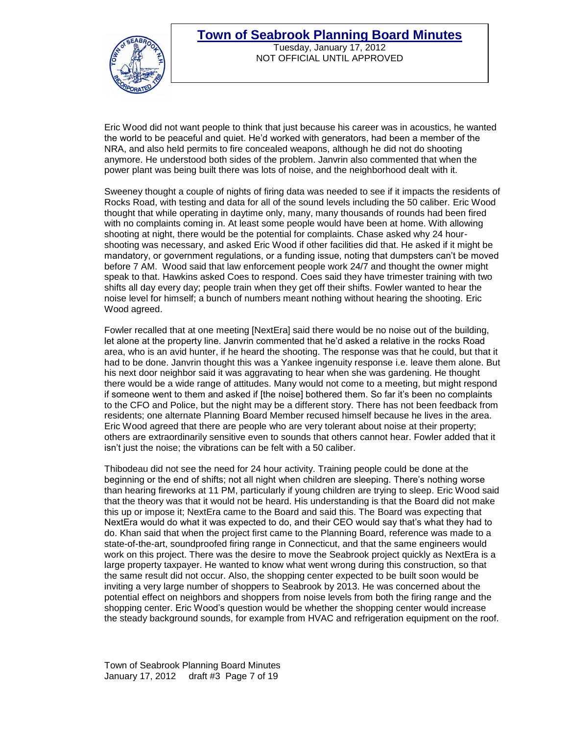Eric Wood did not want people to think that just because his career was in acoustics, he wanted the world to be peaceful and quiet. He'd worked with generators, had been a member of the NRA, and also held permits to fire concealed weapons, although he did not do shooting anymore. He understood both sides of the problem. Janvrin also commented that when the power plant was being built there was lots of noise, and the neighborhood dealt with it.

Sweeney thought a couple of nights of firing data was needed to see if it impacts the residents of Rocks Road, with testing and data for all of the sound levels including the 50 caliber. Eric Wood thought that while operating in daytime only, many, many thousands of rounds had been fired with no complaints coming in. At least some people would have been at home. With allowing shooting at night, there would be the potential for complaints. Chase asked why 24 hour-shooting was necessary, and asked Eric Wood if other facilities did that. He asked if it might be mandatory, or government regulations, or a funding issue, noting that dumpsters can't be moved before 7 AM. Wood said that law enforcement people work 24/7 and thought the owner might speak to that. Hawkins asked Coes to respond. Coes said they have trimester training with two shifts all day every day; people train when they get off their shifts. Fowler wanted to hear the noise level for himself; a bunch of numbers meant nothing without hearing the shooting. Eric Wood agreed.

Fowler recalled that at one meeting [NextEra] said there would be no noise out of the building, let alone at the property line. Janvrin commented that he'd asked a relative in the rocks Road area, who is an avid hunter, if he heard the shooting. The response was that he could, but that it had to be done. Janvrin thought this was a Yankee ingenuity response i.e. leave them alone. But his next door neighbor said it was aggravating to hear when she was gardening. He thought there would be a wide range of attitudes. Many would not come to a meeting, but might respond if someone went to them and asked if [the noise] bothered them. So far it's been no complaints to the CFO and Police, but the night may be a different story. There has not been feedback from residents; one alternate Planning Board Member recused himself because he lives in the area. Eric Wood agreed that there are people who are very tolerant about noise at their property; others are extraordinarily sensitive even to sounds that others cannot hear. Fowler added that it isn't just the noise; the vibrations can be felt with a 50 caliber.

Thibodeau did not see the need for 24 hour activity. Training people could be done at the beginning or the end of shifts; not all night when children are sleeping. There's nothing worse than hearing fireworks at 11 PM, particularly if young children are trying to sleep. Eric Wood said that the theory was that it would not be heard. His understanding is that the Board did not make this up or impose it; NextEra came to the Board and said this. The Board was expecting that NextEra would do what it was expected to do, and their CEO would say that's what they had to do. Khan said that when the project first came to the Planning Board, reference was made to a state-of-the-art, soundproofed firing range in Connecticut, and that the same engineers would work on this project. There was the desire to move the Seabrook project quickly as NextEra is a large property taxpayer. He wanted to know what went wrong during this construction, so that the same result did not occur. Also, the shopping center expected to be built soon would be inviting a very large number of shoppers to Seabrook by 2013. He was concerned about the potential effect on neighbors and shoppers from noise levels from both the firing range and the shopping center. Eric Wood's question would be whether the shopping center would increase the steady background sounds, for example from HVAC and refrigeration equipment on the roof.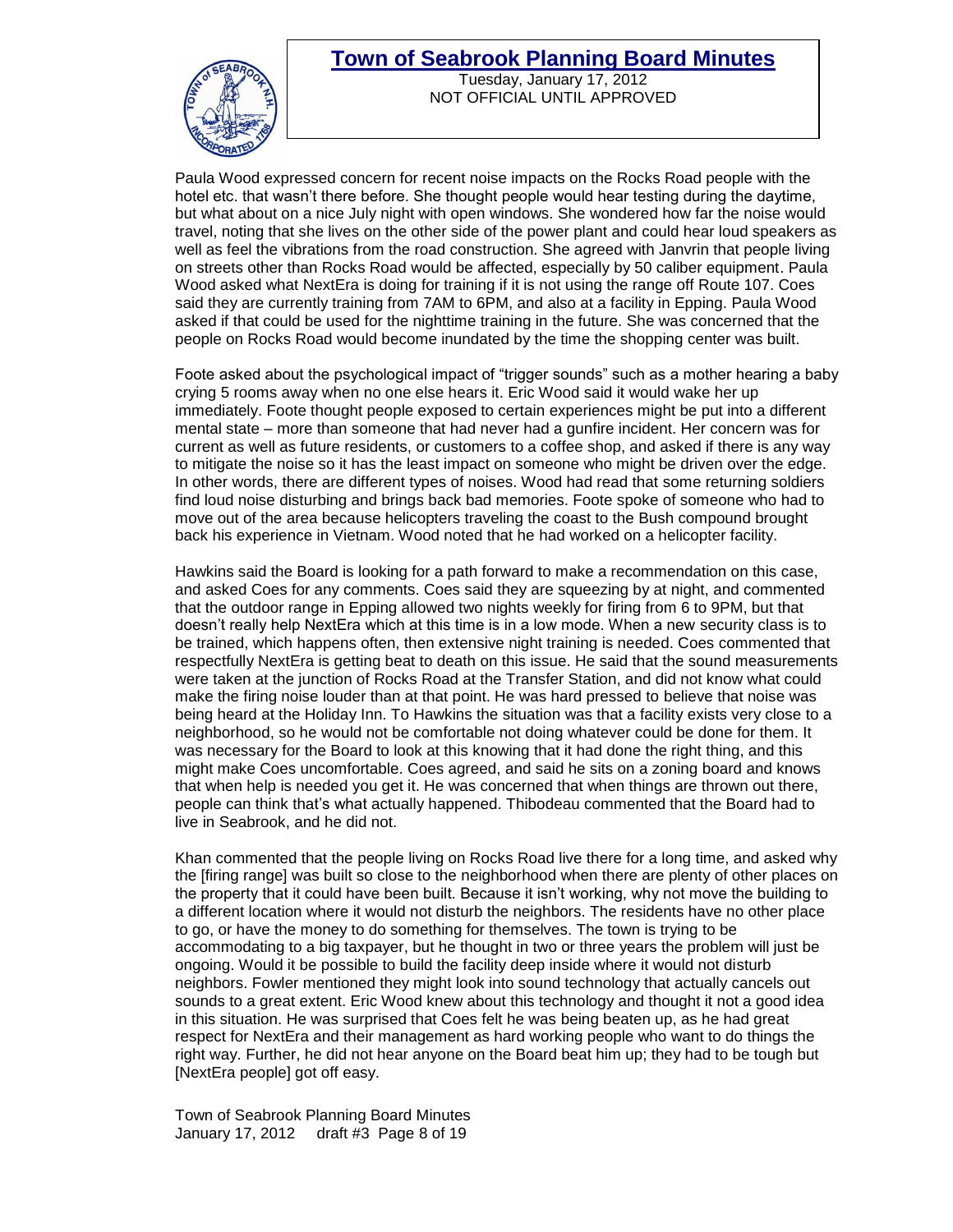Paula Wood expressed concern for recent noise impacts on the Rocks Road people with the hotel etc. that wasn't there before. She thought people would hear testing during the daytime, but what about on a nice July night with open windows. She wondered how far the noise would travel, noting that she lives on the other side of the power plant and could hear loud speakers as well as feel the vibrations from the road construction. She agreed with Janvrin that people living on streets other than Rocks Road would be affected, especially by 50 caliber equipment. Paula Wood asked what NextEra is doing for training if it is not using the range off Route 107. Coes said they are currently training from 7AM to 6PM, and also at a facility in Epping. Paula Wood asked if that could be used for the nighttime training in the future. She was concerned that the people on Rocks Road would become inundated by the time the shopping center was built.

Foote asked about the psychological impact of "trigger sounds" such as a mother hearing a baby crying 5 rooms away when no one else hears it. Eric Wood said it would wake her up immediately. Foote thought people exposed to certain experiences might be put into a different mental state – more than someone that had never had a gunfire incident. Her concern was for current as well as future residents, or customers to a coffee shop, and asked if there is any way to mitigate the noise so it has the least impact on someone who might be driven over the edge. In other words, there are different types of noises. Wood had read that some returning soldiers find loud noise disturbing and brings back bad memories. Foote spoke of someone who had to move out of the area because helicopters traveling the coast to the Bush compound brought back his experience in Vietnam. Wood noted that he had worked on a helicopter facility.

Hawkins said the Board is looking for a path forward to make a recommendation on this case, and asked Coes for any comments. Coes said they are squeezing by at night, and commented that the outdoor range in Epping allowed two nights weekly for firing from 6 to 9PM, but that doesn't really help NextEra which at this time is in a low mode. When a new security class is to be trained, which happens often, then extensive night training is needed. Coes commented that respectfully NextEra is getting beat to death on this issue. He said that the sound measurements were taken at the junction of Rocks Road at the Transfer Station, and did not know what could make the firing noise louder than at that point. He was hard pressed to believe that noise was being heard at the Holiday Inn. To Hawkins the situation was that a facility exists very close to a neighborhood, so he would not be comfortable not doing whatever could be done for them. It was necessary for the Board to look at this knowing that it had done the right thing, and this might make Coes uncomfortable. Coes agreed, and said he sits on a zoning board and knows that when help is needed you get it. He was concerned that when things are thrown out there, people can think that's what actually happened. Thibodeau commented that the Board had to live in Seabrook, and he did not.

Khan commented that the people living on Rocks Road live there for a long time, and asked why the [firing range] was built so close to the neighborhood when there are plenty of other places on the property that it could have been built. Because it isn't working, why not move the building to a different location where it would not disturb the neighbors. The residents have no other place to go, or have the money to do something for themselves. The town is trying to be accommodating to a big taxpayer, but he thought in two or three years the problem will just be ongoing. Would it be possible to build the facility deep inside where it would not disturb neighbors. Fowler mentioned they might look into sound technology that actually cancels out sounds to a great extent. Eric Wood knew about this technology and thought it not a good idea in this situation. He was surprised that Coes felt he was being beaten up, as he had great respect for NextEra and their management as hard working people who want to do things the right way. Further, he did not hear anyone on the Board beat him up; they had to be tough but [NextEra people] got off easy.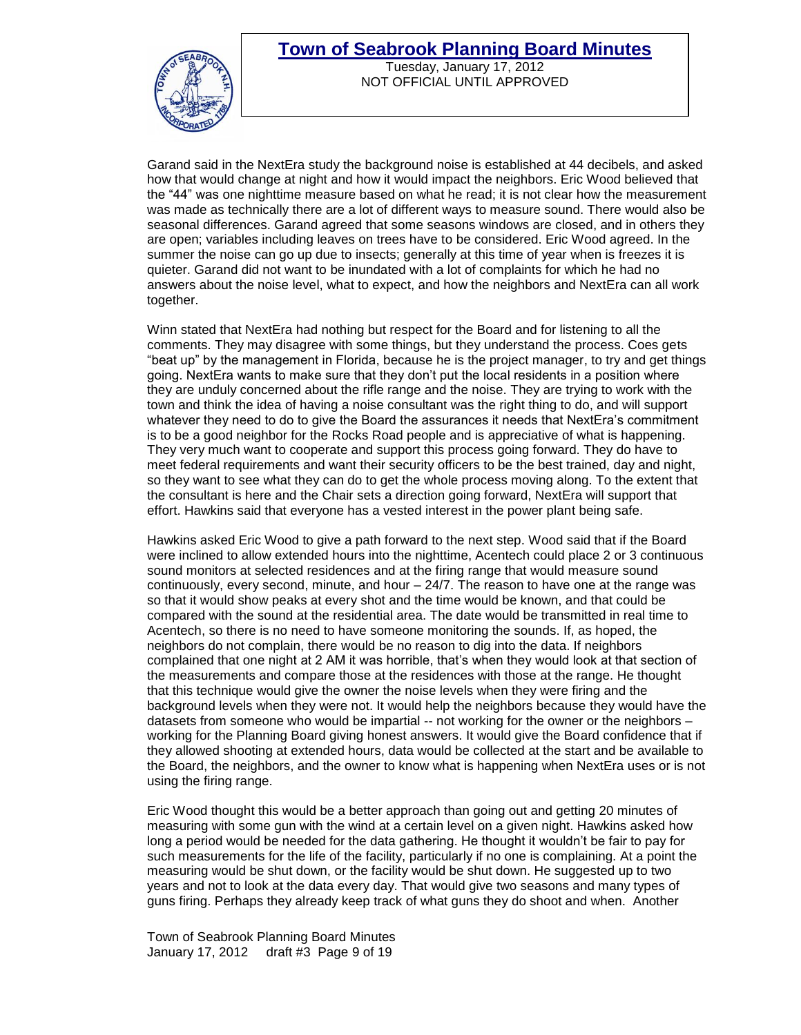Garand said in the NextEra study the background noise is established at 44 decibels, and asked how that would change at night and how it would impact the neighbors. Eric Wood believed that the “44” was one nighttime measure based on what he read; it is not clear how the measurement was made as technically there are a lot of different ways to measure sound. There would also be seasonal differences. Garand agreed that some seasons windows are closed, and in others they are open; variables including leaves on trees have to be considered. Eric Wood agreed. In the summer the noise can go up due to insects; generally at this time of year when is freezes it is quieter. Garand did not want to be inundated with a lot of complaints for which he had no answers about the noise level, what to expect, and how the neighbors and NextEra can all work together.

Winn stated that NextEra had nothing but respect for the Board and for listening to all the comments. They may disagree with some things, but they understand the process. Coes gets “beat up” by the management in Florida, because he is the project manager, to try and get things going. NextEra wants to make sure that they don’t put the local residents in a position where they are unduly concerned about the rifle range and the noise. They are trying to work with the town and think the idea of having a noise consultant was the right thing to do, and will support whatever they need to do to give the Board the assurances it needs that NextEra’s commitment is to be a good neighbor for the Rocks Road people and is appreciative of what is happening. They very much want to cooperate and support this process going forward. They do have to meet federal requirements and want their security officers to be the best trained, day and night, so they want to see what they can do to get the whole process moving along. To the extent that the consultant is here and the Chair sets a direction going forward, NextEra will support that effort. Hawkins said that everyone has a vested interest in the power plant being safe.

Hawkins asked Eric Wood to give a path forward to the next step. Wood said that if the Board were inclined to allow extended hours into the nighttime, Acentech could place 2 or 3 continuous sound monitors at selected residences and at the firing range that would measure sound continuously, every second, minute, and hour – 24/7. The reason to have one at the range was so that it would show peaks at every shot and the time would be known, and that could be compared with the sound at the residential area. The date would be transmitted in real time to Acentech, so there is no need to have someone monitoring the sounds. If, as hoped, the neighbors do not complain, there would be no reason to dig into the data. If neighbors complained that one night at 2 AM it was horrible, that’s when they would look at that section of the measurements and compare those at the residences with those at the range. He thought that this technique would give the owner the noise levels when they were firing and the background levels when they were not. It would help the neighbors because they would have the datasets from someone who would be impartial -- not working for the owner or the neighbors – working for the Planning Board giving honest answers. It would give the Board confidence that if they allowed shooting at extended hours, data would be collected at the start and be available to the Board, the neighbors, and the owner to know what is happening when NextEra uses or is not using the firing range.

Eric Wood thought this would be a better approach than going out and getting 20 minutes of measuring with some gun with the wind at a certain level on a given night. Hawkins asked how long a period would be needed for the data gathering. He thought it wouldn’t be fair to pay for such measurements for the life of the facility, particularly if no one is complaining. At a point the measuring would be shut down, or the facility would be shut down. He suggested up to two years and not to look at the data every day. That would give two seasons and many types of guns firing. Perhaps they already keep track of what guns they do shoot and when. Another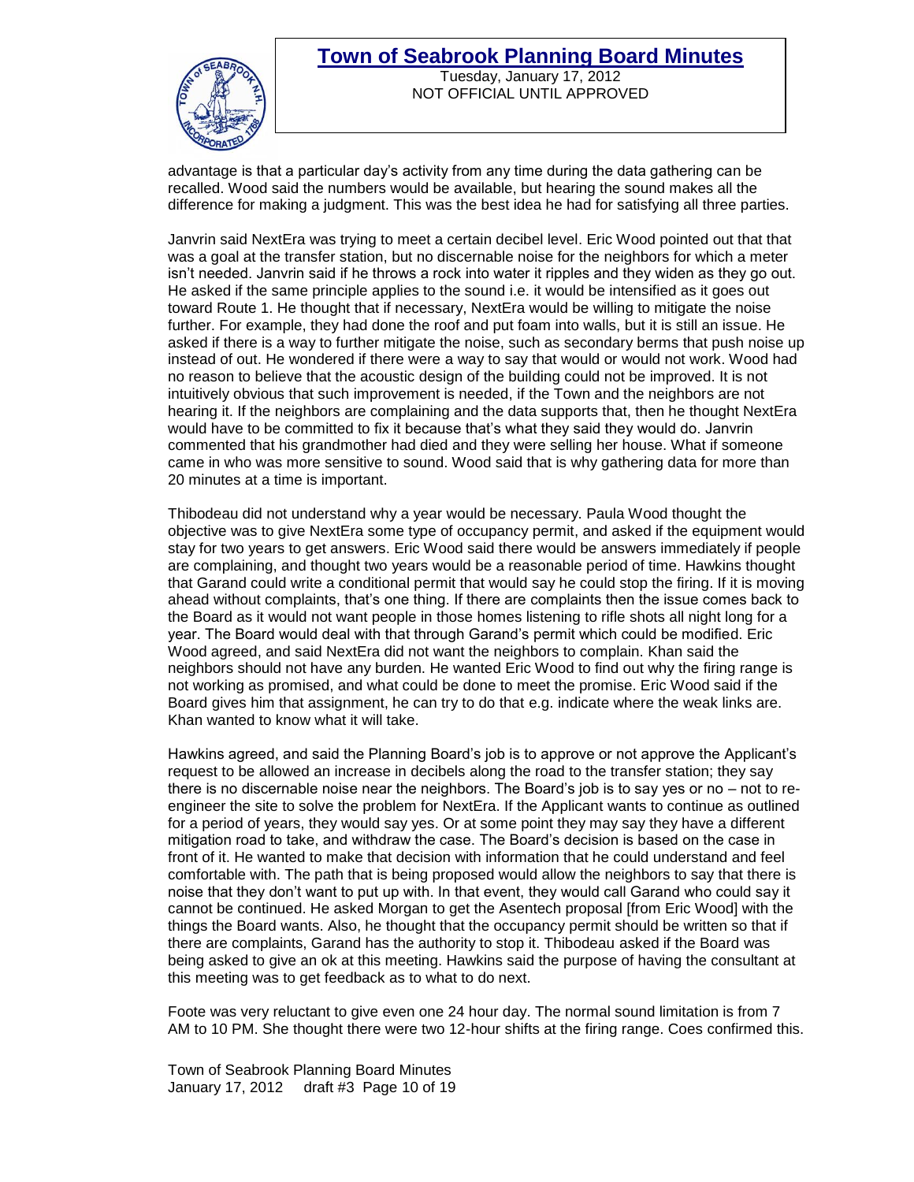advantage is that a particular day's activity from any time during the data gathering can be recalled. Wood said the numbers would be available, but hearing the sound makes all the difference for making a judgment. This was the best idea he had for satisfying all three parties.

Janvrin said NextEra was trying to meet a certain decibel level. Eric Wood pointed out that that was a goal at the transfer station, but no discernable noise for the neighbors for which a meter isn't needed. Janvrin said if he throws a rock into water it ripples and they widen as they go out. He asked if the same principle applies to the sound i.e. it would be intensified as it goes out toward Route 1. He thought that if necessary, NextEra would be willing to mitigate the noise further. For example, they had done the roof and put foam into walls, but it is still an issue. He asked if there is a way to further mitigate the noise, such as secondary berms that push noise up instead of out. He wondered if there were a way to say that would or would not work. Wood had no reason to believe that the acoustic design of the building could not be improved. It is not intuitively obvious that such improvement is needed, if the Town and the neighbors are not hearing it. If the neighbors are complaining and the data supports that, then he thought NextEra would have to be committed to fix it because that's what they said they would do. Janvrin commented that his grandmother had died and they were selling her house. What if someone came in who was more sensitive to sound. Wood said that is why gathering data for more than 20 minutes at a time is important.

Thibodeau did not understand why a year would be necessary. Paula Wood thought the objective was to give NextEra some type of occupancy permit, and asked if the equipment would stay for two years to get answers. Eric Wood said there would be answers immediately if people are complaining, and thought two years would be a reasonable period of time. Hawkins thought that Garand could write a conditional permit that would say he could stop the firing. If it is moving ahead without complaints, that's one thing. If there are complaints then the issue comes back to the Board as it would not want people in those homes listening to rifle shots all night long for a year. The Board would deal with that through Garand's permit which could be modified. Eric Wood agreed, and said NextEra did not want the neighbors to complain. Khan said the neighbors should not have any burden. He wanted Eric Wood to find out why the firing range is not working as promised, and what could be done to meet the promise. Eric Wood said if the Board gives him that assignment, he can try to do that e.g. indicate where the weak links are. Khan wanted to know what it will take.

Hawkins agreed, and said the Planning Board's job is to approve or not approve the Applicant's request to be allowed an increase in decibels along the road to the transfer station; they say there is no discernable noise near the neighbors. The Board's job is to say yes or no – not to re-engineer the site to solve the problem for NextEra. If the Applicant wants to continue as outlined for a period of years, they would say yes. Or at some point they may say they have a different mitigation road to take, and withdraw the case. The Board's decision is based on the case in front of it. He wanted to make that decision with information that he could understand and feel comfortable with. The path that is being proposed would allow the neighbors to say that there is noise that they don't want to put up with. In that event, they would call Garand who could say it cannot be continued. He asked Morgan to get the Asentech proposal [from Eric Wood] with the things the Board wants. Also, he thought that the occupancy permit should be written so that if there are complaints, Garand has the authority to stop it. Thibodeau asked if the Board was being asked to give an ok at this meeting. Hawkins said the purpose of having the consultant at this meeting was to get feedback as to what to do next.

Foote was very reluctant to give even one 24 hour day. The normal sound limitation is from 7 AM to 10 PM. She thought there were two 12-hour shifts at the firing range. Coes confirmed this.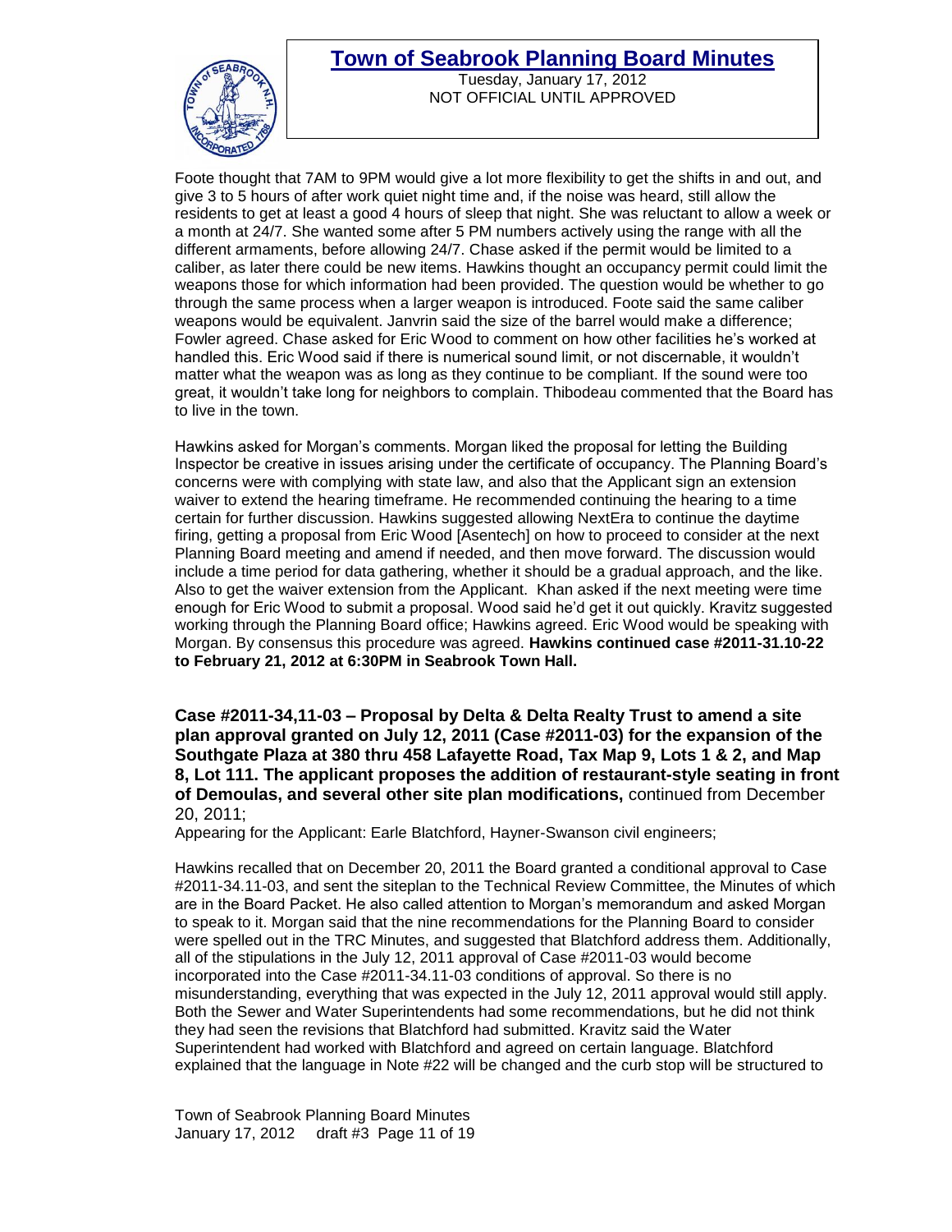Foote thought that 7AM to 9PM would give a lot more flexibility to get the shifts in and out, and give 3 to 5 hours of after work quiet night time and, if the noise was heard, still allow the residents to get at least a good 4 hours of sleep that night. She was reluctant to allow a week or a month at 24/7. She wanted some after 5 PM numbers actively using the range with all the different armaments, before allowing 24/7. Chase asked if the permit would be limited to a caliber, as later there could be new items. Hawkins thought an occupancy permit could limit the weapons those for which information had been provided. The question would be whether to go through the same process when a larger weapon is introduced. Foote said the same caliber weapons would be equivalent. Janvrin said the size of the barrel would make a difference; Fowler agreed. Chase asked for Eric Wood to comment on how other facilities he's worked at handled this. Eric Wood said if there is numerical sound limit, or not discernable, it wouldn't matter what the weapon was as long as they continue to be compliant. If the sound were too great, it wouldn't take long for neighbors to complain. Thibodeau commented that the Board has to live in the town.

Hawkins asked for Morgan's comments. Morgan liked the proposal for letting the Building Inspector be creative in issues arising under the certificate of occupancy. The Planning Board's concerns were with complying with state law, and also that the Applicant sign an extension waiver to extend the hearing timeframe. He recommended continuing the hearing to a time certain for further discussion. Hawkins suggested allowing NextEra to continue the daytime firing, getting a proposal from Eric Wood [Asentech] on how to proceed to consider at the next Planning Board meeting and amend if needed, and then move forward. The discussion would include a time period for data gathering, whether it should be a gradual approach, and the like. Also to get the waiver extension from the Applicant. Khan asked if the next meeting were time enough for Eric Wood to submit a proposal. Wood said he'd get it out quickly. Kravitz suggested working through the Planning Board office; Hawkins agreed. Eric Wood would be speaking with Morgan. By consensus this procedure was agreed. **Hawkins continued case #2011-31.10-22 to February 21, 2012 at 6:30PM in Seabrook Town Hall.**

**Case #2011-34,11-03 – Proposal by Delta & Delta Realty Trust to amend a site plan approval granted on July 12, 2011 (Case #2011-03) for the expansion of the Southgate Plaza at 380 thru 458 Lafayette Road, Tax Map 9, Lots 1 & 2, and Map 8, Lot 111. The applicant proposes the addition of restaurant-style seating in front of Demoulas, and several other site plan modifications,** continued from December 20, 2011;

Appearing for the Applicant: Earle Blatchford, Hayner-Swanson civil engineers;

Hawkins recalled that on December 20, 2011 the Board granted a conditional approval to Case #2011-34.11-03, and sent the siteplan to the Technical Review Committee, the Minutes of which are in the Board Packet. He also called attention to Morgan's memorandum and asked Morgan to speak to it. Morgan said that the nine recommendations for the Planning Board to consider were spelled out in the TRC Minutes, and suggested that Blatchford address them. Additionally, all of the stipulations in the July 12, 2011 approval of Case #2011-03 would become incorporated into the Case #2011-34.11-03 conditions of approval. So there is no misunderstanding, everything that was expected in the July 12, 2011 approval would still apply. Both the Sewer and Water Superintendents had some recommendations, but he did not think they had seen the revisions that Blatchford had submitted. Kravitz said the Water Superintendent had worked with Blatchford and agreed on certain language. Blatchford explained that the language in Note #22 will be changed and the curb stop will be structured to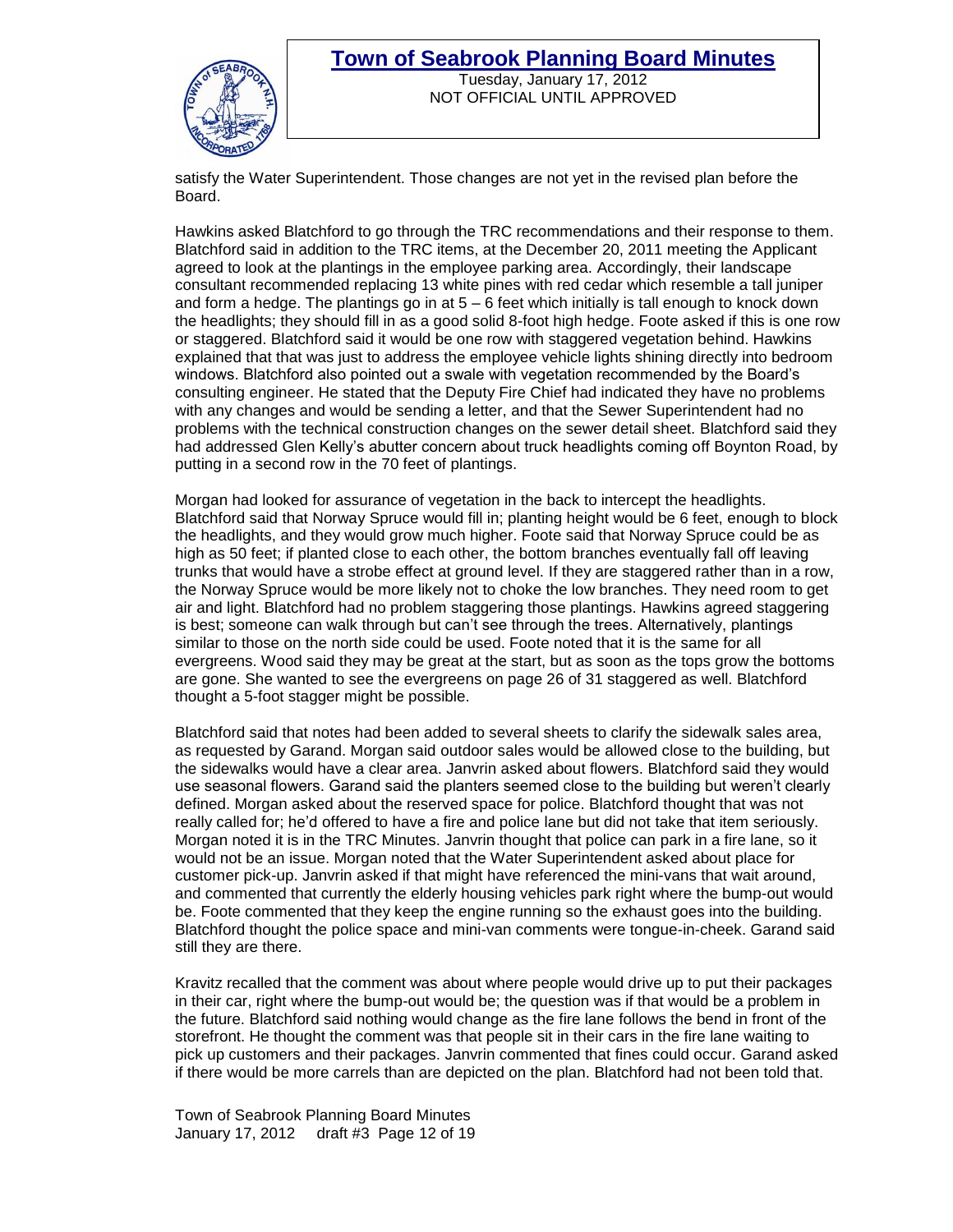satisfy the Water Superintendent. Those changes are not yet in the revised plan before the Board.

Hawkins asked Blatchford to go through the TRC recommendations and their response to them. Blatchford said in addition to the TRC items, at the December 20, 2011 meeting the Applicant agreed to look at the plantings in the employee parking area. Accordingly, their landscape consultant recommended replacing 13 white pines with red cedar which resemble a tall juniper and form a hedge. The plantings go in at 5 – 6 feet which initially is tall enough to knock down the headlights; they should fill in as a good solid 8-foot high hedge. Foote asked if this is one row or staggered. Blatchford said it would be one row with staggered vegetation behind. Hawkins explained that that was just to address the employee vehicle lights shining directly into bedroom windows. Blatchford also pointed out a swale with vegetation recommended by the Board's consulting engineer. He stated that the Deputy Fire Chief had indicated they have no problems with any changes and would be sending a letter, and that the Sewer Superintendent had no problems with the technical construction changes on the sewer detail sheet. Blatchford said they had addressed Glen Kelly's abutter concern about truck headlights coming off Boynton Road, by putting in a second row in the 70 feet of plantings.

Morgan had looked for assurance of vegetation in the back to intercept the headlights. Blatchford said that Norway Spruce would fill in; planting height would be 6 feet, enough to block the headlights, and they would grow much higher. Foote said that Norway Spruce could be as high as 50 feet; if planted close to each other, the bottom branches eventually fall off leaving trunks that would have a strobe effect at ground level. If they are staggered rather than in a row, the Norway Spruce would be more likely not to choke the low branches. They need room to get air and light. Blatchford had no problem staggering those plantings. Hawkins agreed staggering is best; someone can walk through but can't see through the trees. Alternatively, plantings similar to those on the north side could be used. Foote noted that it is the same for all evergreens. Wood said they may be great at the start, but as soon as the tops grow the bottoms are gone. She wanted to see the evergreens on page 26 of 31 staggered as well. Blatchford thought a 5-foot stagger might be possible.

Blatchford said that notes had been added to several sheets to clarify the sidewalk sales area, as requested by Garand. Morgan said outdoor sales would be allowed close to the building, but the sidewalks would have a clear area. Janvrin asked about flowers. Blatchford said they would use seasonal flowers. Garand said the planters seemed close to the building but weren't clearly defined. Morgan asked about the reserved space for police. Blatchford thought that was not really called for; he'd offered to have a fire and police lane but did not take that item seriously. Morgan noted it is in the TRC Minutes. Janvrin thought that police can park in a fire lane, so it would not be an issue. Morgan noted that the Water Superintendent asked about place for customer pick-up. Janvrin asked if that might have referenced the mini-vans that wait around, and commented that currently the elderly housing vehicles park right where the bump-out would be. Foote commented that they keep the engine running so the exhaust goes into the building. Blatchford thought the police space and mini-van comments were tongue-in-cheek. Garand said still they are there.

Kravitz recalled that the comment was about where people would drive up to put their packages in their car, right where the bump-out would be; the question was if that would be a problem in the future. Blatchford said nothing would change as the fire lane follows the bend in front of the storefront. He thought the comment was that people sit in their cars in the fire lane waiting to pick up customers and their packages. Janvrin commented that fines could occur. Garand asked if there would be more carrels than are depicted on the plan. Blatchford had not been told that.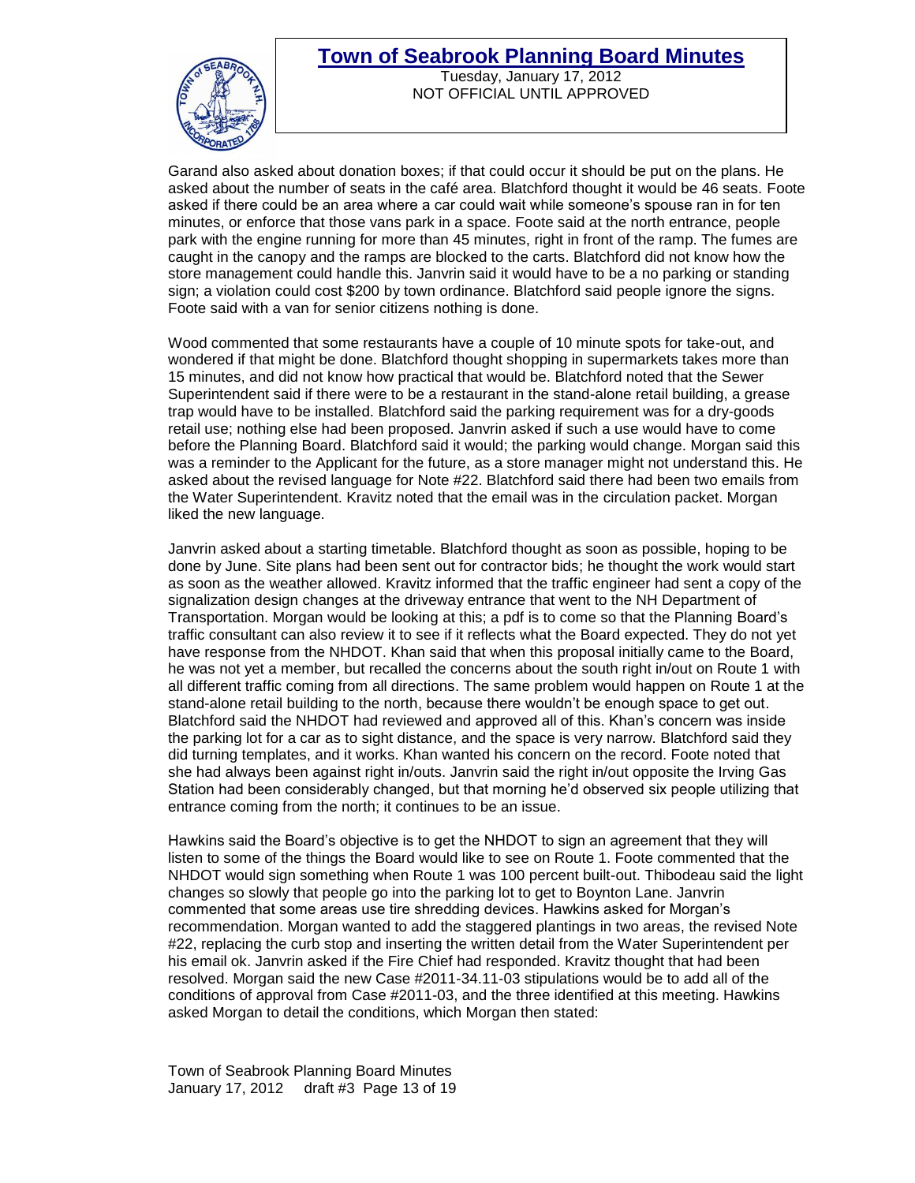Garand also asked about donation boxes; if that could occur it should be put on the plans. He asked about the number of seats in the café area. Blatchford thought it would be 46 seats. Foote asked if there could be an area where a car could wait while someone's spouse ran in for ten minutes, or enforce that those vans park in a space. Foote said at the north entrance, people park with the engine running for more than 45 minutes, right in front of the ramp. The fumes are caught in the canopy and the ramps are blocked to the carts. Blatchford did not know how the store management could handle this. Janvrin said it would have to be a no parking or standing sign; a violation could cost $200 by town ordinance. Blatchford said people ignore the signs. Foote said with a van for senior citizens nothing is done.

Wood commented that some restaurants have a couple of 10 minute spots for take-out, and wondered if that might be done. Blatchford thought shopping in supermarkets takes more than 15 minutes, and did not know how practical that would be. Blatchford noted that the Sewer Superintendent said if there were to be a restaurant in the stand-alone retail building, a grease trap would have to be installed. Blatchford said the parking requirement was for a dry-goods retail use; nothing else had been proposed. Janvrin asked if such a use would have to come before the Planning Board. Blatchford said it would; the parking would change. Morgan said this was a reminder to the Applicant for the future, as a store manager might not understand this. He asked about the revised language for Note #22. Blatchford said there had been two emails from the Water Superintendent. Kravitz noted that the email was in the circulation packet. Morgan liked the new language.

Janvrin asked about a starting timetable. Blatchford thought as soon as possible, hoping to be done by June. Site plans had been sent out for contractor bids; he thought the work would start as soon as the weather allowed. Kravitz informed that the traffic engineer had sent a copy of the signalization design changes at the driveway entrance that went to the NH Department of Transportation. Morgan would be looking at this; a pdf is to come so that the Planning Board's traffic consultant can also review it to see if it reflects what the Board expected. They do not yet have response from the NHDOT. Khan said that when this proposal initially came to the Board, he was not yet a member, but recalled the concerns about the south right in/out on Route 1 with all different traffic coming from all directions. The same problem would happen on Route 1 at the stand-alone retail building to the north, because there wouldn't be enough space to get out. Blatchford said the NHDOT had reviewed and approved all of this. Khan's concern was inside the parking lot for a car as to sight distance, and the space is very narrow. Blatchford said they did turning templates, and it works. Khan wanted his concern on the record. Foote noted that she had always been against right in/outs. Janvrin said the right in/out opposite the Irving Gas Station had been considerably changed, but that morning he'd observed six people utilizing that entrance coming from the north; it continues to be an issue.

Hawkins said the Board's objective is to get the NHDOT to sign an agreement that they will listen to some of the things the Board would like to see on Route 1. Foote commented that the NHDOT would sign something when Route 1 was 100 percent built-out. Thibodeau said the light changes so slowly that people go into the parking lot to get to Boynton Lane. Janvrin commented that some areas use tire shredding devices. Hawkins asked for Morgan's recommendation. Morgan wanted to add the staggered plantings in two areas, the revised Note #22, replacing the curb stop and inserting the written detail from the Water Superintendent per his email ok. Janvrin asked if the Fire Chief had responded. Kravitz thought that had been resolved. Morgan said the new Case #2011-34.11-03 stipulations would be to add all of the conditions of approval from Case #2011-03, and the three identified at this meeting. Hawkins asked Morgan to detail the conditions, which Morgan then stated: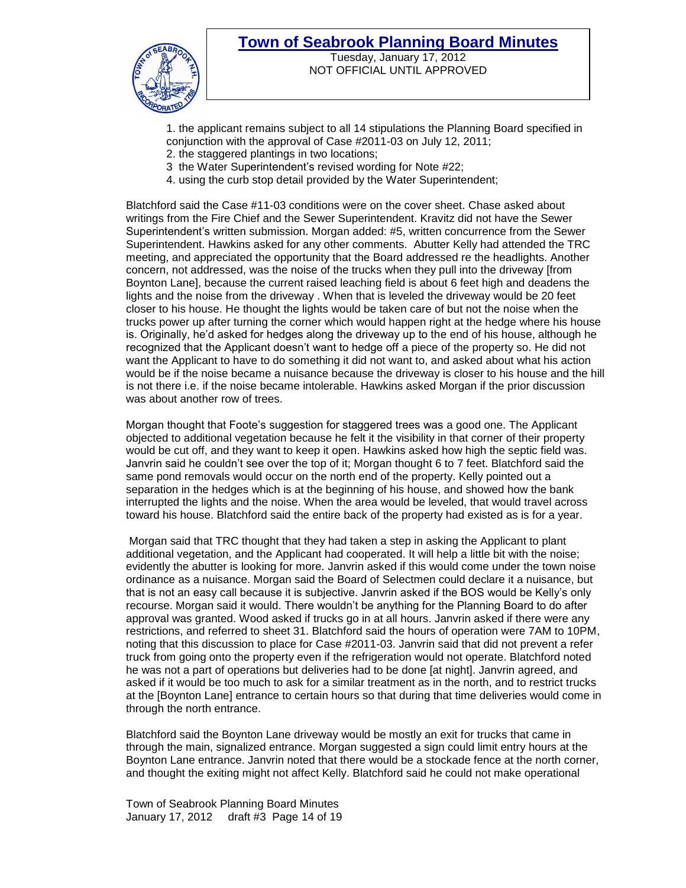1. the applicant remains subject to all 14 stipulations the Planning Board specified in conjunction with the approval of Case #2011-03 on July 12, 2011;
2. the staggered plantings in two locations;
3  the Water Superintendent's revised wording for Note #22;
4. using the curb stop detail provided by the Water Superintendent;

Blatchford said the Case #11-03 conditions were on the cover sheet. Chase asked about writings from the Fire Chief and the Sewer Superintendent. Kravitz did not have the Sewer Superintendent's written submission. Morgan added: #5, written concurrence from the Sewer Superintendent. Hawkins asked for any other comments.  Abutter Kelly had attended the TRC meeting, and appreciated the opportunity that the Board addressed re the headlights. Another concern, not addressed, was the noise of the trucks when they pull into the driveway [from Boynton Lane], because the current raised leaching field is about 6 feet high and deadens the lights and the noise from the driveway . When that is leveled the driveway would be 20 feet closer to his house. He thought the lights would be taken care of but not the noise when the trucks power up after turning the corner which would happen right at the hedge where his house is. Originally, he'd asked for hedges along the driveway up to the end of his house, although he recognized that the Applicant doesn't want to hedge off a piece of the property so. He did not want the Applicant to have to do something it did not want to, and asked about what his action would be if the noise became a nuisance because the driveway is closer to his house and the hill is not there i.e. if the noise became intolerable. Hawkins asked Morgan if the prior discussion was about another row of trees.

Morgan thought that Foote's suggestion for staggered trees was a good one. The Applicant objected to additional vegetation because he felt it the visibility in that corner of their property would be cut off, and they want to keep it open. Hawkins asked how high the septic field was. Janvrin said he couldn't see over the top of it; Morgan thought 6 to 7 feet. Blatchford said the same pond removals would occur on the north end of the property. Kelly pointed out a separation in the hedges which is at the beginning of his house, and showed how the bank interrupted the lights and the noise. When the area would be leveled, that would travel across toward his house. Blatchford said the entire back of the property had existed as is for a year.

Morgan said that TRC thought that they had taken a step in asking the Applicant to plant additional vegetation, and the Applicant had cooperated. It will help a little bit with the noise; evidently the abutter is looking for more. Janvrin asked if this would come under the town noise ordinance as a nuisance. Morgan said the Board of Selectmen could declare it a nuisance, but that is not an easy call because it is subjective. Janvrin asked if the BOS would be Kelly's only recourse. Morgan said it would. There wouldn't be anything for the Planning Board to do after approval was granted. Wood asked if trucks go in at all hours. Janvrin asked if there were any restrictions, and referred to sheet 31. Blatchford said the hours of operation were 7AM to 10PM, noting that this discussion to place for Case #2011-03. Janvrin said that did not prevent a refer truck from going onto the property even if the refrigeration would not operate. Blatchford noted he was not a part of operations but deliveries had to be done [at night]. Janvrin agreed, and asked if it would be too much to ask for a similar treatment as in the north, and to restrict trucks at the [Boynton Lane] entrance to certain hours so that during that time deliveries would come in through the north entrance.

Blatchford said the Boynton Lane driveway would be mostly an exit for trucks that came in through the main, signalized entrance. Morgan suggested a sign could limit entry hours at the Boynton Lane entrance. Janvrin noted that there would be a stockade fence at the north corner, and thought the exiting might not affect Kelly. Blatchford said he could not make operational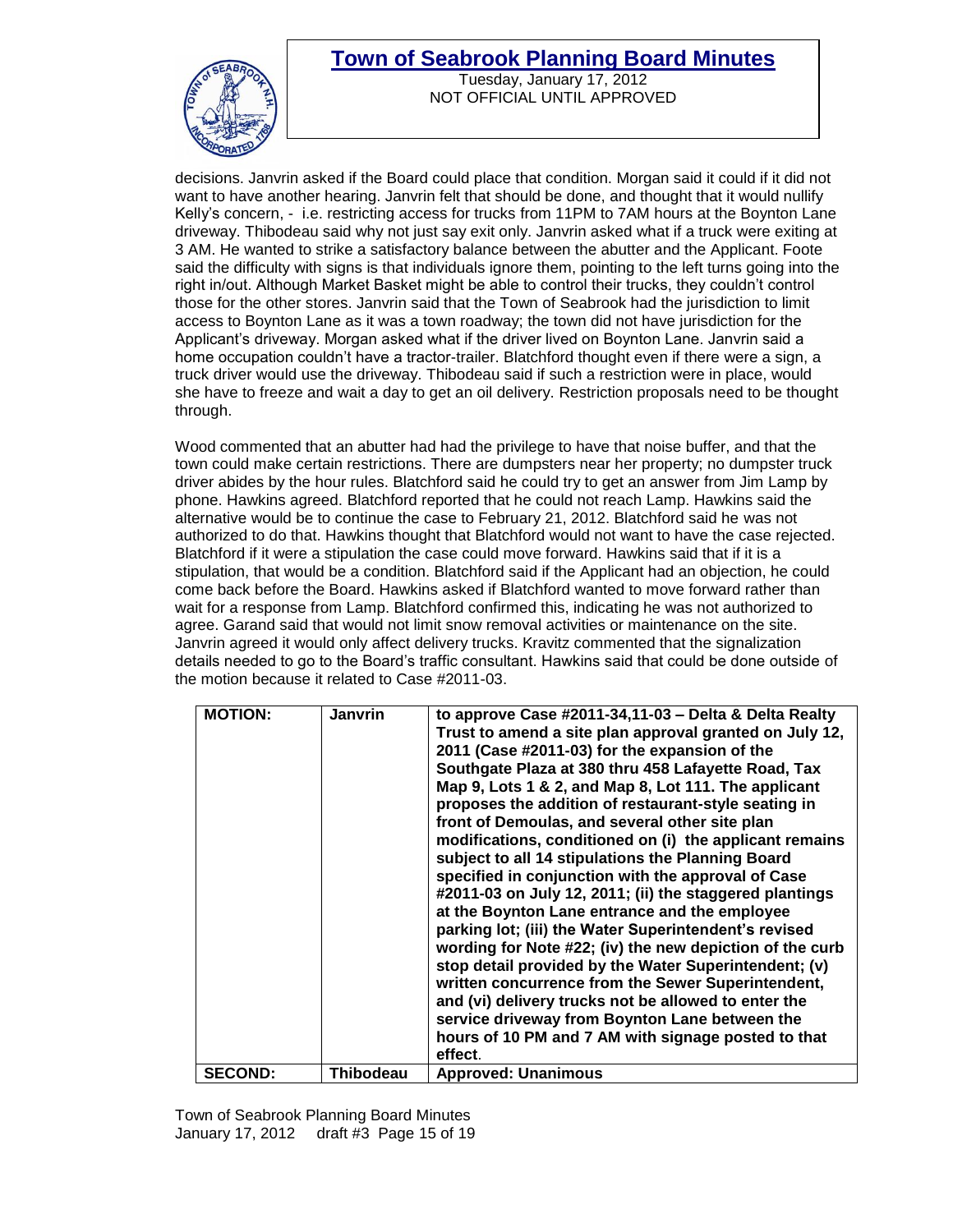decisions. Janvrin asked if the Board could place that condition. Morgan said it could if it did not want to have another hearing. Janvrin felt that should be done, and thought that it would nullify Kelly's concern, - i.e. restricting access for trucks from 11PM to 7AM hours at the Boynton Lane driveway. Thibodeau said why not just say exit only. Janvrin asked what if a truck were exiting at 3 AM. He wanted to strike a satisfactory balance between the abutter and the Applicant. Foote said the difficulty with signs is that individuals ignore them, pointing to the left turns going into the right in/out. Although Market Basket might be able to control their trucks, they couldn't control those for the other stores. Janvrin said that the Town of Seabrook had the jurisdiction to limit access to Boynton Lane as it was a town roadway; the town did not have jurisdiction for the Applicant's driveway. Morgan asked what if the driver lived on Boynton Lane. Janvrin said a home occupation couldn't have a tractor-trailer. Blatchford thought even if there were a sign, a truck driver would use the driveway. Thibodeau said if such a restriction were in place, would she have to freeze and wait a day to get an oil delivery. Restriction proposals need to be thought through.

Wood commented that an abutter had had the privilege to have that noise buffer, and that the town could make certain restrictions. There are dumpsters near her property; no dumpster truck driver abides by the hour rules. Blatchford said he could try to get an answer from Jim Lamp by phone. Hawkins agreed. Blatchford reported that he could not reach Lamp. Hawkins said the alternative would be to continue the case to February 21, 2012. Blatchford said he was not authorized to do that. Hawkins thought that Blatchford would not want to have the case rejected. Blatchford if it were a stipulation the case could move forward. Hawkins said that if it is a stipulation, that would be a condition. Blatchford said if the Applicant had an objection, he could come back before the Board. Hawkins asked if Blatchford wanted to move forward rather than wait for a response from Lamp. Blatchford confirmed this, indicating he was not authorized to agree. Garand said that would not limit snow removal activities or maintenance on the site. Janvrin agreed it would only affect delivery trucks. Kravitz commented that the signalization details needed to go to the Board's traffic consultant. Hawkins said that could be done outside of the motion because it related to Case #2011-03.

| | | |
|---|---|---|
| **MOTION:** | **Janvrin** | **to approve Case #2011-34,11-03 – Delta & Delta Realty Trust to amend a site plan approval granted on July 12, 2011 (Case #2011-03) for the expansion of the Southgate Plaza at 380 thru 458 Lafayette Road, Tax Map 9, Lots 1 & 2, and Map 8, Lot 111. The applicant proposes the addition of restaurant-style seating in front of Demoulas, and several other site plan modifications, conditioned on (i) the applicant remains subject to all 14 stipulations the Planning Board specified in conjunction with the approval of Case #2011-03 on July 12, 2011; (ii) the staggered plantings at the Boynton Lane entrance and the employee parking lot; (iii) the Water Superintendent's revised wording for Note #22; (iv) the new depiction of the curb stop detail provided by the Water Superintendent; (v) written concurrence from the Sewer Superintendent, and (vi) delivery trucks not be allowed to enter the service driveway from Boynton Lane between the hours of 10 PM and 7 AM with signage posted to that effect**. |
| **SECOND:** | **Thibodeau** | **Approved: Unanimous** |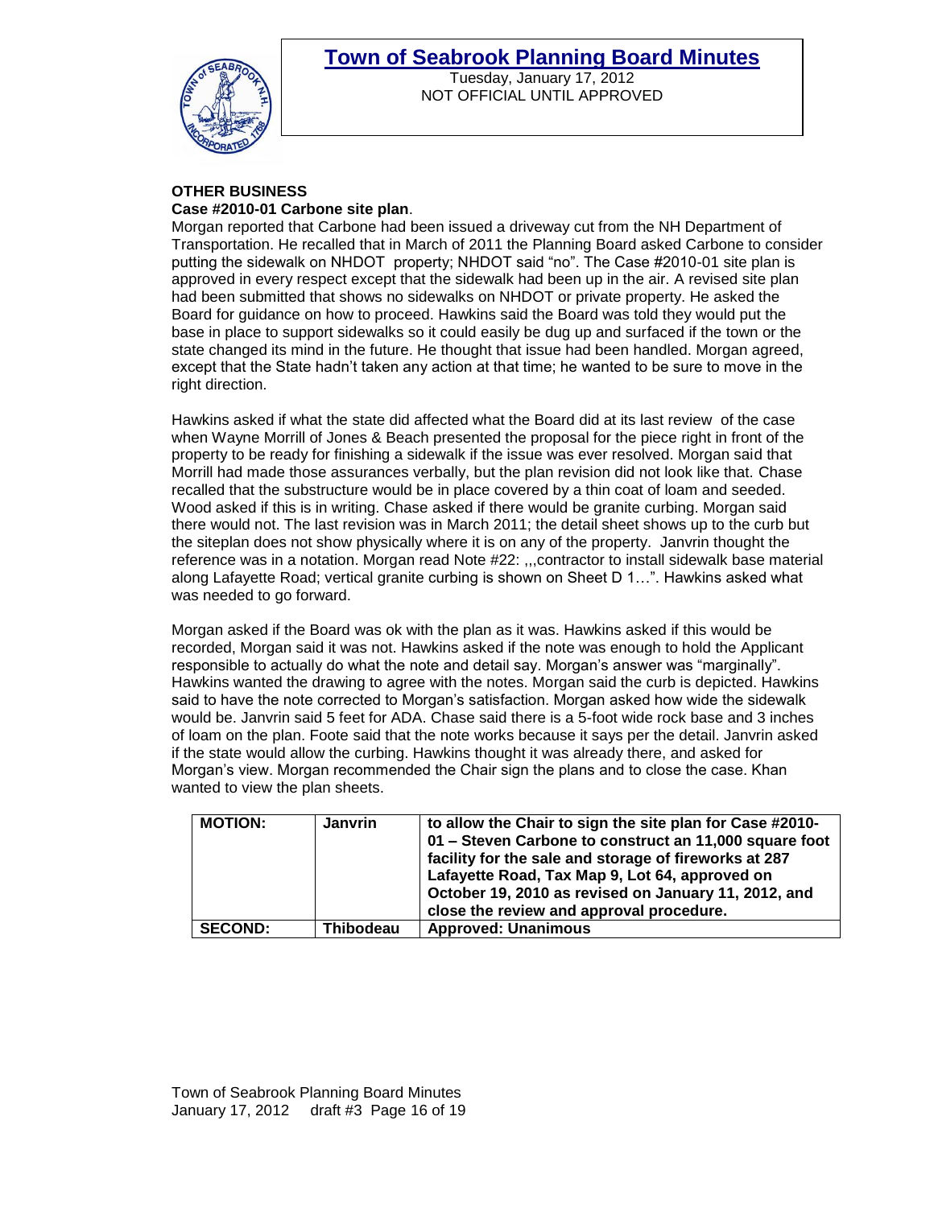### OTHER BUSINESS

**Case #2010-01 Carbone site plan**.

Morgan reported that Carbone had been issued a driveway cut from the NH Department of Transportation. He recalled that in March of 2011 the Planning Board asked Carbone to consider putting the sidewalk on NHDOT property; NHDOT said "no". The Case #2010-01 site plan is approved in every respect except that the sidewalk had been up in the air. A revised site plan had been submitted that shows no sidewalks on NHDOT or private property. He asked the Board for guidance on how to proceed. Hawkins said the Board was told they would put the base in place to support sidewalks so it could easily be dug up and surfaced if the town or the state changed its mind in the future. He thought that issue had been handled. Morgan agreed, except that the State hadn't taken any action at that time; he wanted to be sure to move in the right direction.

Hawkins asked if what the state did affected what the Board did at its last review of the case when Wayne Morrill of Jones & Beach presented the proposal for the piece right in front of the property to be ready for finishing a sidewalk if the issue was ever resolved. Morgan said that Morrill had made those assurances verbally, but the plan revision did not look like that. Chase recalled that the substructure would be in place covered by a thin coat of loam and seeded. Wood asked if this is in writing. Chase asked if there would be granite curbing. Morgan said there would not. The last revision was in March 2011; the detail sheet shows up to the curb but the siteplan does not show physically where it is on any of the property. Janvrin thought the reference was in a notation. Morgan read Note #22: ,,,contractor to install sidewalk base material along Lafayette Road; vertical granite curbing is shown on Sheet D 1…". Hawkins asked what was needed to go forward.

Morgan asked if the Board was ok with the plan as it was. Hawkins asked if this would be recorded, Morgan said it was not. Hawkins asked if the note was enough to hold the Applicant responsible to actually do what the note and detail say. Morgan's answer was "marginally". Hawkins wanted the drawing to agree with the notes. Morgan said the curb is depicted. Hawkins said to have the note corrected to Morgan's satisfaction. Morgan asked how wide the sidewalk would be. Janvrin said 5 feet for ADA. Chase said there is a 5-foot wide rock base and 3 inches of loam on the plan. Foote said that the note works because it says per the detail. Janvrin asked if the state would allow the curbing. Hawkins thought it was already there, and asked for Morgan's view. Morgan recommended the Chair sign the plans and to close the case. Khan wanted to view the plan sheets.

| **MOTION:** | **Janvrin** | **to allow the Chair to sign the site plan for Case #2010-01 – Steven Carbone to construct an 11,000 square foot facility for the sale and storage of fireworks at 287 Lafayette Road, Tax Map 9, Lot 64, approved on October 19, 2010 as revised on January 11, 2012, and close the review and approval procedure.** |
|---|---|---|
| **SECOND:** | **Thibodeau** | **Approved: Unanimous** |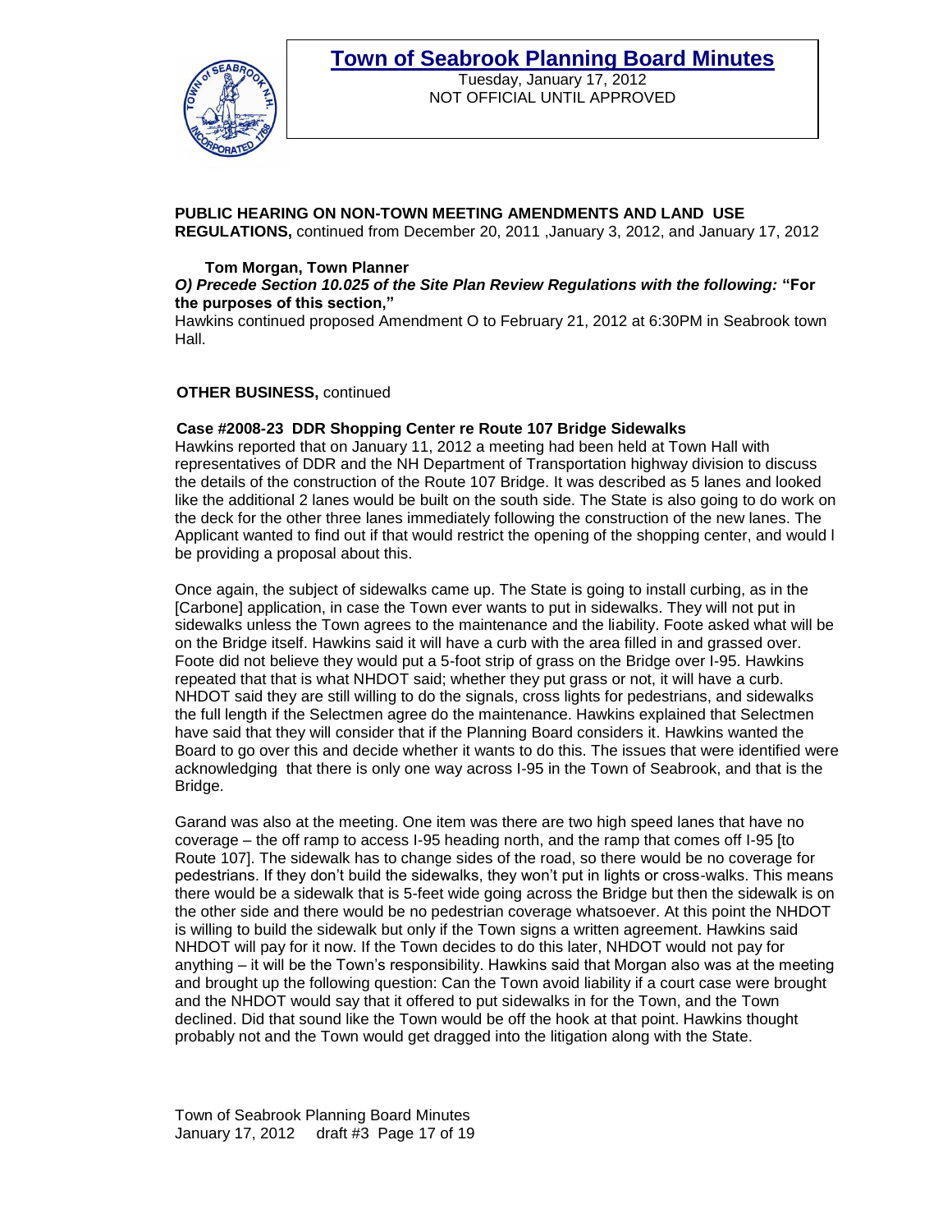**PUBLIC HEARING ON NON-TOWN MEETING AMENDMENTS AND LAND USE REGULATIONS,** continued from December 20, 2011 ,January 3, 2012, and January 17, 2012

**Tom Morgan, Town Planner**

***O) Precede Section 10.025 of the Site Plan Review Regulations with the following:*** **"For the purposes of this section,"**

Hawkins continued proposed Amendment O to February 21, 2012 at 6:30PM in Seabrook town Hall.

**OTHER BUSINESS,** continued

**Case #2008-23 DDR Shopping Center re Route 107 Bridge Sidewalks**

Hawkins reported that on January 11, 2012 a meeting had been held at Town Hall with representatives of DDR and the NH Department of Transportation highway division to discuss the details of the construction of the Route 107 Bridge. It was described as 5 lanes and looked like the additional 2 lanes would be built on the south side. The State is also going to do work on the deck for the other three lanes immediately following the construction of the new lanes. The Applicant wanted to find out if that would restrict the opening of the shopping center, and would l be providing a proposal about this.

Once again, the subject of sidewalks came up. The State is going to install curbing, as in the [Carbone] application, in case the Town ever wants to put in sidewalks. They will not put in sidewalks unless the Town agrees to the maintenance and the liability. Foote asked what will be on the Bridge itself. Hawkins said it will have a curb with the area filled in and grassed over. Foote did not believe they would put a 5-foot strip of grass on the Bridge over I-95. Hawkins repeated that that is what NHDOT said; whether they put grass or not, it will have a curb. NHDOT said they are still willing to do the signals, cross lights for pedestrians, and sidewalks the full length if the Selectmen agree do the maintenance. Hawkins explained that Selectmen have said that they will consider that if the Planning Board considers it. Hawkins wanted the Board to go over this and decide whether it wants to do this. The issues that were identified were acknowledging that there is only one way across I-95 in the Town of Seabrook, and that is the Bridge.

Garand was also at the meeting. One item was there are two high speed lanes that have no coverage – the off ramp to access I-95 heading north, and the ramp that comes off I-95 [to Route 107]. The sidewalk has to change sides of the road, so there would be no coverage for pedestrians. If they don't build the sidewalks, they won't put in lights or cross-walks. This means there would be a sidewalk that is 5-feet wide going across the Bridge but then the sidewalk is on the other side and there would be no pedestrian coverage whatsoever. At this point the NHDOT is willing to build the sidewalk but only if the Town signs a written agreement. Hawkins said NHDOT will pay for it now. If the Town decides to do this later, NHDOT would not pay for anything – it will be the Town's responsibility. Hawkins said that Morgan also was at the meeting and brought up the following question: Can the Town avoid liability if a court case were brought and the NHDOT would say that it offered to put sidewalks in for the Town, and the Town declined. Did that sound like the Town would be off the hook at that point. Hawkins thought probably not and the Town would get dragged into the litigation along with the State.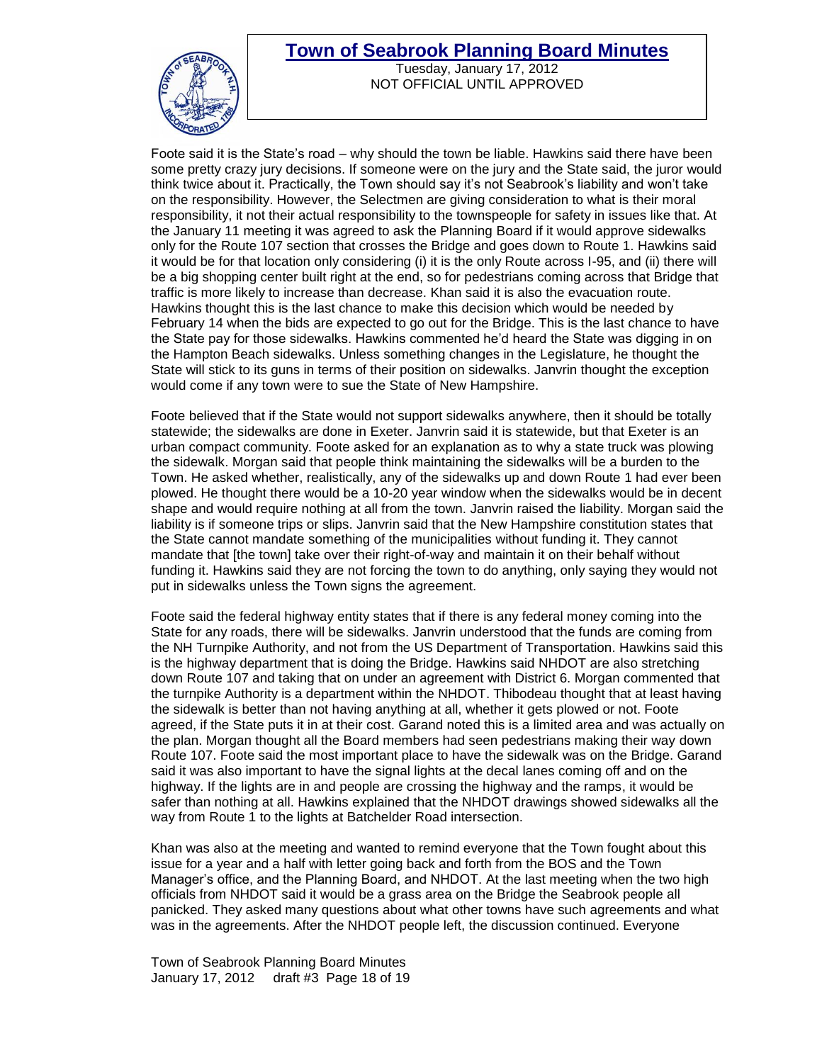Foote said it is the State's road – why should the town be liable. Hawkins said there have been some pretty crazy jury decisions. If someone were on the jury and the State said, the juror would think twice about it. Practically, the Town should say it's not Seabrook's liability and won't take on the responsibility. However, the Selectmen are giving consideration to what is their moral responsibility, it not their actual responsibility to the townspeople for safety in issues like that. At the January 11 meeting it was agreed to ask the Planning Board if it would approve sidewalks only for the Route 107 section that crosses the Bridge and goes down to Route 1. Hawkins said it would be for that location only considering (i) it is the only Route across I-95, and (ii) there will be a big shopping center built right at the end, so for pedestrians coming across that Bridge that traffic is more likely to increase than decrease. Khan said it is also the evacuation route. Hawkins thought this is the last chance to make this decision which would be needed by February 14 when the bids are expected to go out for the Bridge. This is the last chance to have the State pay for those sidewalks. Hawkins commented he'd heard the State was digging in on the Hampton Beach sidewalks. Unless something changes in the Legislature, he thought the State will stick to its guns in terms of their position on sidewalks. Janvrin thought the exception would come if any town were to sue the State of New Hampshire.

Foote believed that if the State would not support sidewalks anywhere, then it should be totally statewide; the sidewalks are done in Exeter. Janvrin said it is statewide, but that Exeter is an urban compact community. Foote asked for an explanation as to why a state truck was plowing the sidewalk. Morgan said that people think maintaining the sidewalks will be a burden to the Town. He asked whether, realistically, any of the sidewalks up and down Route 1 had ever been plowed. He thought there would be a 10-20 year window when the sidewalks would be in decent shape and would require nothing at all from the town. Janvrin raised the liability. Morgan said the liability is if someone trips or slips. Janvrin said that the New Hampshire constitution states that the State cannot mandate something of the municipalities without funding it. They cannot mandate that [the town] take over their right-of-way and maintain it on their behalf without funding it. Hawkins said they are not forcing the town to do anything, only saying they would not put in sidewalks unless the Town signs the agreement.

Foote said the federal highway entity states that if there is any federal money coming into the State for any roads, there will be sidewalks. Janvrin understood that the funds are coming from the NH Turnpike Authority, and not from the US Department of Transportation. Hawkins said this is the highway department that is doing the Bridge. Hawkins said NHDOT are also stretching down Route 107 and taking that on under an agreement with District 6. Morgan commented that the turnpike Authority is a department within the NHDOT. Thibodeau thought that at least having the sidewalk is better than not having anything at all, whether it gets plowed or not. Foote agreed, if the State puts it in at their cost. Garand noted this is a limited area and was actually on the plan. Morgan thought all the Board members had seen pedestrians making their way down Route 107. Foote said the most important place to have the sidewalk was on the Bridge. Garand said it was also important to have the signal lights at the decal lanes coming off and on the highway. If the lights are in and people are crossing the highway and the ramps, it would be safer than nothing at all. Hawkins explained that the NHDOT drawings showed sidewalks all the way from Route 1 to the lights at Batchelder Road intersection.

Khan was also at the meeting and wanted to remind everyone that the Town fought about this issue for a year and a half with letter going back and forth from the BOS and the Town Manager's office, and the Planning Board, and NHDOT. At the last meeting when the two high officials from NHDOT said it would be a grass area on the Bridge the Seabrook people all panicked. They asked many questions about what other towns have such agreements and what was in the agreements. After the NHDOT people left, the discussion continued. Everyone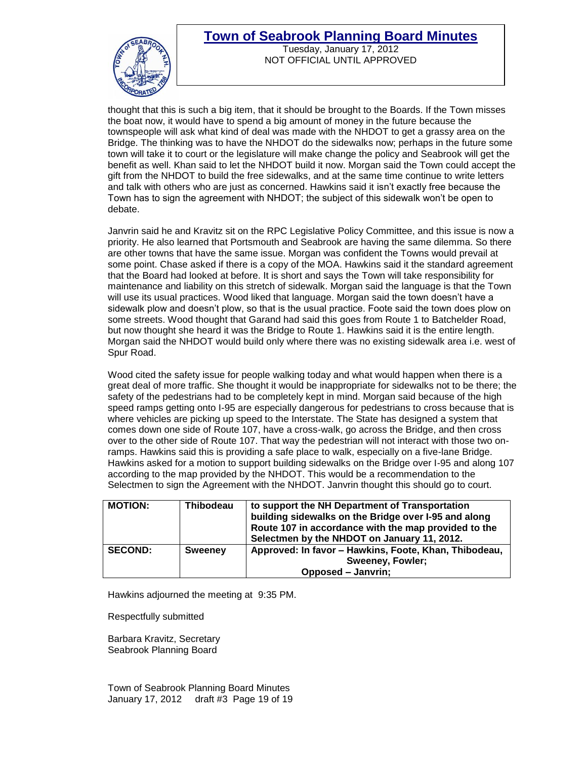thought that this is such a big item, that it should be brought to the Boards. If the Town misses the boat now, it would have to spend a big amount of money in the future because the townspeople will ask what kind of deal was made with the NHDOT to get a grassy area on the Bridge. The thinking was to have the NHDOT do the sidewalks now; perhaps in the future some town will take it to court or the legislature will make change the policy and Seabrook will get the benefit as well. Khan said to let the NHDOT build it now. Morgan said the Town could accept the gift from the NHDOT to build the free sidewalks, and at the same time continue to write letters and talk with others who are just as concerned. Hawkins said it isn't exactly free because the Town has to sign the agreement with NHDOT; the subject of this sidewalk won't be open to debate.

Janvrin said he and Kravitz sit on the RPC Legislative Policy Committee, and this issue is now a priority. He also learned that Portsmouth and Seabrook are having the same dilemma. So there are other towns that have the same issue. Morgan was confident the Towns would prevail at some point. Chase asked if there is a copy of the MOA. Hawkins said it the standard agreement that the Board had looked at before. It is short and says the Town will take responsibility for maintenance and liability on this stretch of sidewalk. Morgan said the language is that the Town will use its usual practices. Wood liked that language. Morgan said the town doesn't have a sidewalk plow and doesn't plow, so that is the usual practice. Foote said the town does plow on some streets. Wood thought that Garand had said this goes from Route 1 to Batchelder Road, but now thought she heard it was the Bridge to Route 1. Hawkins said it is the entire length. Morgan said the NHDOT would build only where there was no existing sidewalk area i.e. west of Spur Road.

Wood cited the safety issue for people walking today and what would happen when there is a great deal of more traffic. She thought it would be inappropriate for sidewalks not to be there; the safety of the pedestrians had to be completely kept in mind. Morgan said because of the high speed ramps getting onto I-95 are especially dangerous for pedestrians to cross because that is where vehicles are picking up speed to the Interstate. The State has designed a system that comes down one side of Route 107, have a cross-walk, go across the Bridge, and then cross over to the other side of Route 107. That way the pedestrian will not interact with those two on-ramps. Hawkins said this is providing a safe place to walk, especially on a five-lane Bridge. Hawkins asked for a motion to support building sidewalks on the Bridge over I-95 and along 107 according to the map provided by the NHDOT. This would be a recommendation to the Selectmen to sign the Agreement with the NHDOT. Janvrin thought this should go to court.

| | | |
|---|---|---|
| **MOTION:** | **Thibodeau** | **to support the NH Department of Transportation building sidewalks on the Bridge over I-95 and along Route 107 in accordance with the map provided to the Selectmen by the NHDOT on January 11, 2012.** |
| **SECOND:** | **Sweeney** | **Approved: In favor – Hawkins, Foote, Khan, Thibodeau, Sweeney, Fowler; Opposed – Janvrin;** |

Hawkins adjourned the meeting at 9:35 PM.

Respectfully submitted

Barbara Kravitz, Secretary
Seabrook Planning Board